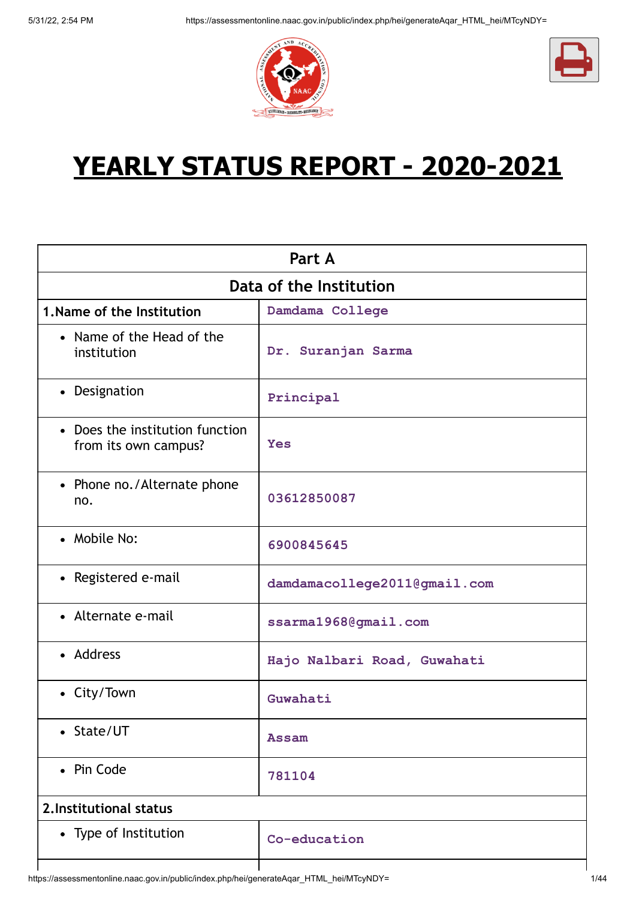# YEARLY STATUS REPORT - 2020-2021

| Part A | |
|---|---|
| **Data of the Institution** | |
| **1.Name of the Institution** | Damdama College |
| • Name of the Head of the institution | Dr. Suranjan Sarma |
| • Designation | Principal |
| • Does the institution function from its own campus? | Yes |
| • Phone no./Alternate phone no. | 03612850087 |
| • Mobile No: | 6900845645 |
| • Registered e-mail | damdamacollege2011@gmail.com |
| • Alternate e-mail | ssarma1968@gmail.com |
| • Address | Hajo Nalbari Road, Guwahati |
| • City/Town | Guwahati |
| • State/UT | Assam |
| • Pin Code | 781104 |
| **2.Institutional status** | |
| • Type of Institution | Co-education |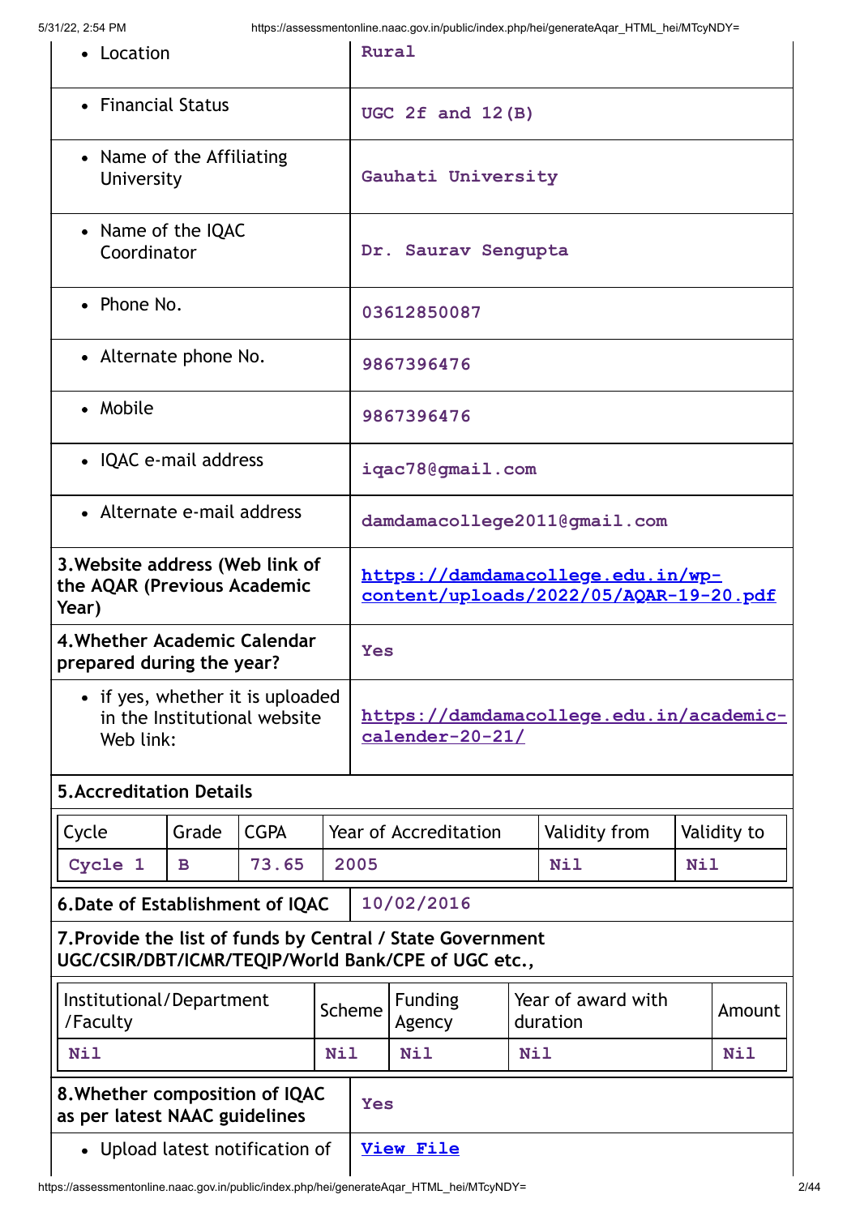| | |
|---|---|
| • Location | Rural |
| • Financial Status | UGC 2f and 12(B) |
| • Name of the Affiliating University | Gauhati University |
| • Name of the IQAC Coordinator | Dr. Saurav Sengupta |
| • Phone No. | 03612850087 |
| • Alternate phone No. | 9867396476 |
| • Mobile | 9867396476 |
| • IQAC e-mail address | iqac78@gmail.com |
| • Alternate e-mail address | damdamacollege2011@gmail.com |
| **3.Website address (Web link of the AQAR (Previous Academic Year)** | https://damdamacollege.edu.in/wp-content/uploads/2022/05/AQAR-19-20.pdf |
| **4.Whether Academic Calendar prepared during the year?** | Yes |
| • if yes, whether it is uploaded in the Institutional website Web link: | https://damdamacollege.edu.in/academic-calender-20-21/ |

**5.Accreditation Details**

| Cycle | Grade | CGPA | Year of Accreditation | Validity from | Validity to |
|---|---|---|---|---|---|
| Cycle 1 | B | 73.65 | 2005 | Nil | Nil |

| | |
|---|---|
| **6.Date of Establishment of IQAC** | 10/02/2016 |

**7.Provide the list of funds by Central / State Government UGC/CSIR/DBT/ICMR/TEQIP/World Bank/CPE of UGC etc.,**

| Institutional/Department /Faculty | Scheme | Funding Agency | Year of award with duration | Amount |
|---|---|---|---|---|
| Nil | Nil | Nil | Nil | Nil |

| | |
|---|---|
| **8.Whether composition of IQAC as per latest NAAC guidelines** | Yes |
| • Upload latest notification of | View File |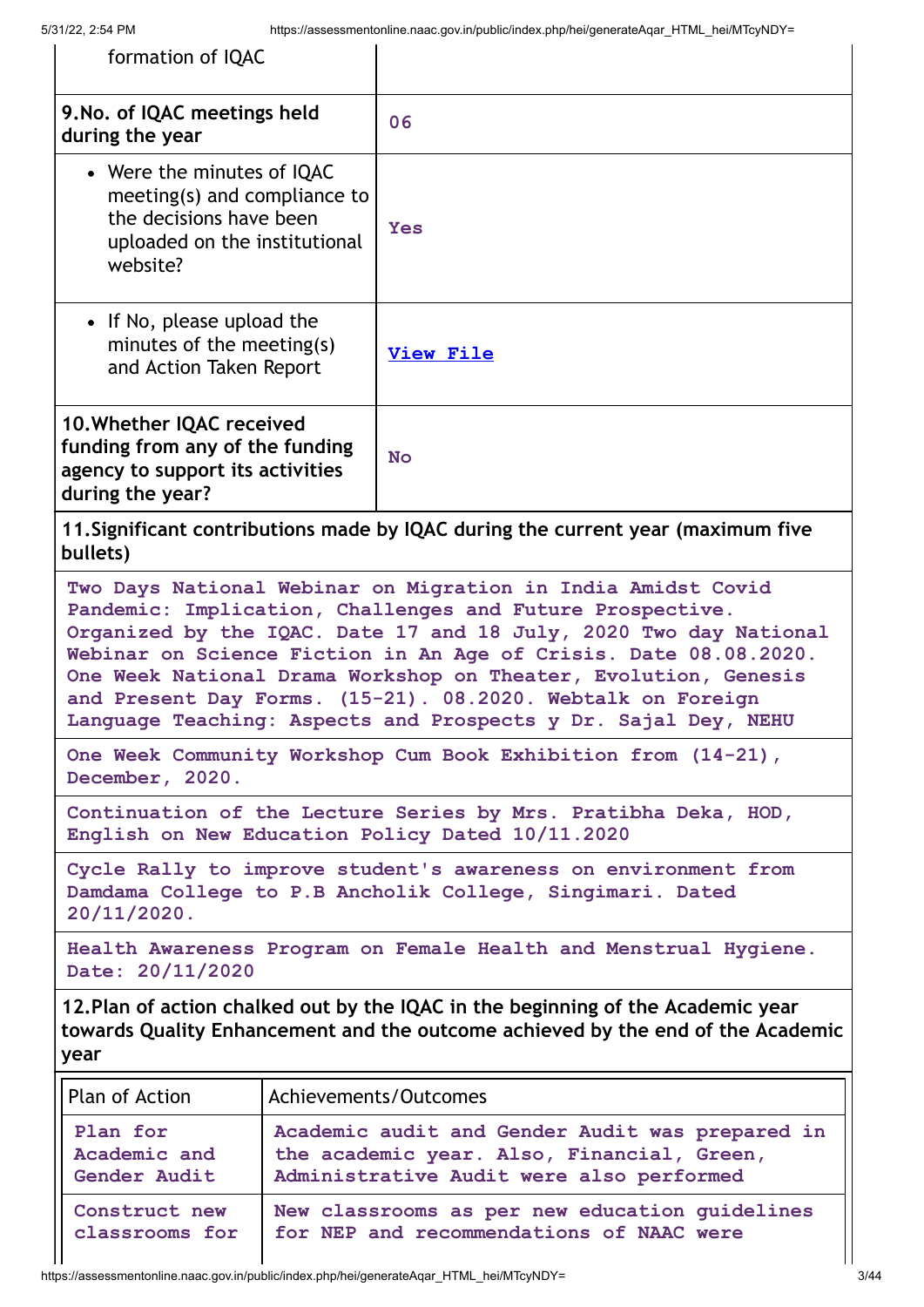| formation of IQAC | |
|---|---|
| **9.No. of IQAC meetings held during the year** | **06** |
| • Were the minutes of IQAC meeting(s) and compliance to the decisions have been uploaded on the institutional website? | **Yes** |
| • If No, please upload the minutes of the meeting(s) and Action Taken Report | **View File** |
| **10.Whether IQAC received funding from any of the funding agency to support its activities during the year?** | **No** |

**11.Significant contributions made by IQAC during the current year (maximum five bullets)**

**Two Days National Webinar on Migration in India Amidst Covid Pandemic: Implication, Challenges and Future Prospective. Organized by the IQAC. Date 17 and 18 July, 2020 Two day National Webinar on Science Fiction in An Age of Crisis. Date 08.08.2020. One Week National Drama Workshop on Theater, Evolution, Genesis and Present Day Forms. (15-21). 08.2020. Webtalk on Foreign Language Teaching: Aspects and Prospects y Dr. Sajal Dey, NEHU**

**One Week Community Workshop Cum Book Exhibition from (14-21), December, 2020.**

**Continuation of the Lecture Series by Mrs. Pratibha Deka, HOD, English on New Education Policy Dated 10/11.2020**

**Cycle Rally to improve student's awareness on environment from Damdama College to P.B Ancholik College, Singimari. Dated 20/11/2020.**

**Health Awareness Program on Female Health and Menstrual Hygiene. Date: 20/11/2020**

**12.Plan of action chalked out by the IQAC in the beginning of the Academic year towards Quality Enhancement and the outcome achieved by the end of the Academic year**

| Plan of Action | Achievements/Outcomes |
|---|---|
| **Plan for Academic and Gender Audit** | **Academic audit and Gender Audit was prepared in the academic year. Also, Financial, Green, Administrative Audit were also performed** |
| **Construct new classrooms for** | **New classrooms as per new education guidelines for NEP and recommendations of NAAC were** |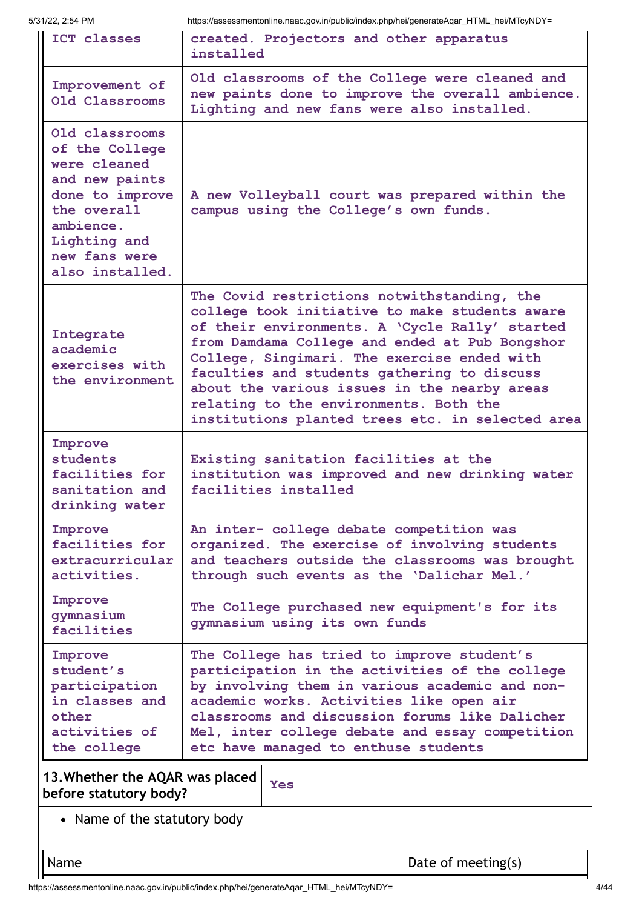| | |
|---|---|
| ICT classes | created. Projectors and other apparatus installed |
| Improvement of Old Classrooms | Old classrooms of the College were cleaned and new paints done to improve the overall ambience. Lighting and new fans were also installed. |
| Old classrooms of the College were cleaned and new paints done to improve the overall ambience. Lighting and new fans were also installed. | A new Volleyball court was prepared within the campus using the College's own funds. |
| Integrate academic exercises with the environment | The Covid restrictions notwithstanding, the college took initiative to make students aware of their environments. A 'Cycle Rally' started from Damdama College and ended at Pub Bongshor College, Singimari. The exercise ended with faculties and students gathering to discuss about the various issues in the nearby areas relating to the environments. Both the institutions planted trees etc. in selected area |
| Improve students facilities for sanitation and drinking water | Existing sanitation facilities at the institution was improved and new drinking water facilities installed |
| Improve facilities for extracurricular activities. | An inter- college debate competition was organized. The exercise of involving students and teachers outside the classrooms was brought through such events as the 'Dalichar Mel.' |
| Improve gymnasium facilities | The College purchased new equipment's for its gymnasium using its own funds |
| Improve student's participation in classes and other activities of the college | The College has tried to improve student's participation in the activities of the college by involving them in various academic and non-academic works. Activities like open air classrooms and discussion forums like Dalicher Mel, inter college debate and essay competition etc have managed to enthuse students |

| 13.Whether the AQAR was placed before statutory body? | Yes |
|---|---|

- Name of the statutory body

| Name | Date of meeting(s) |
|---|---|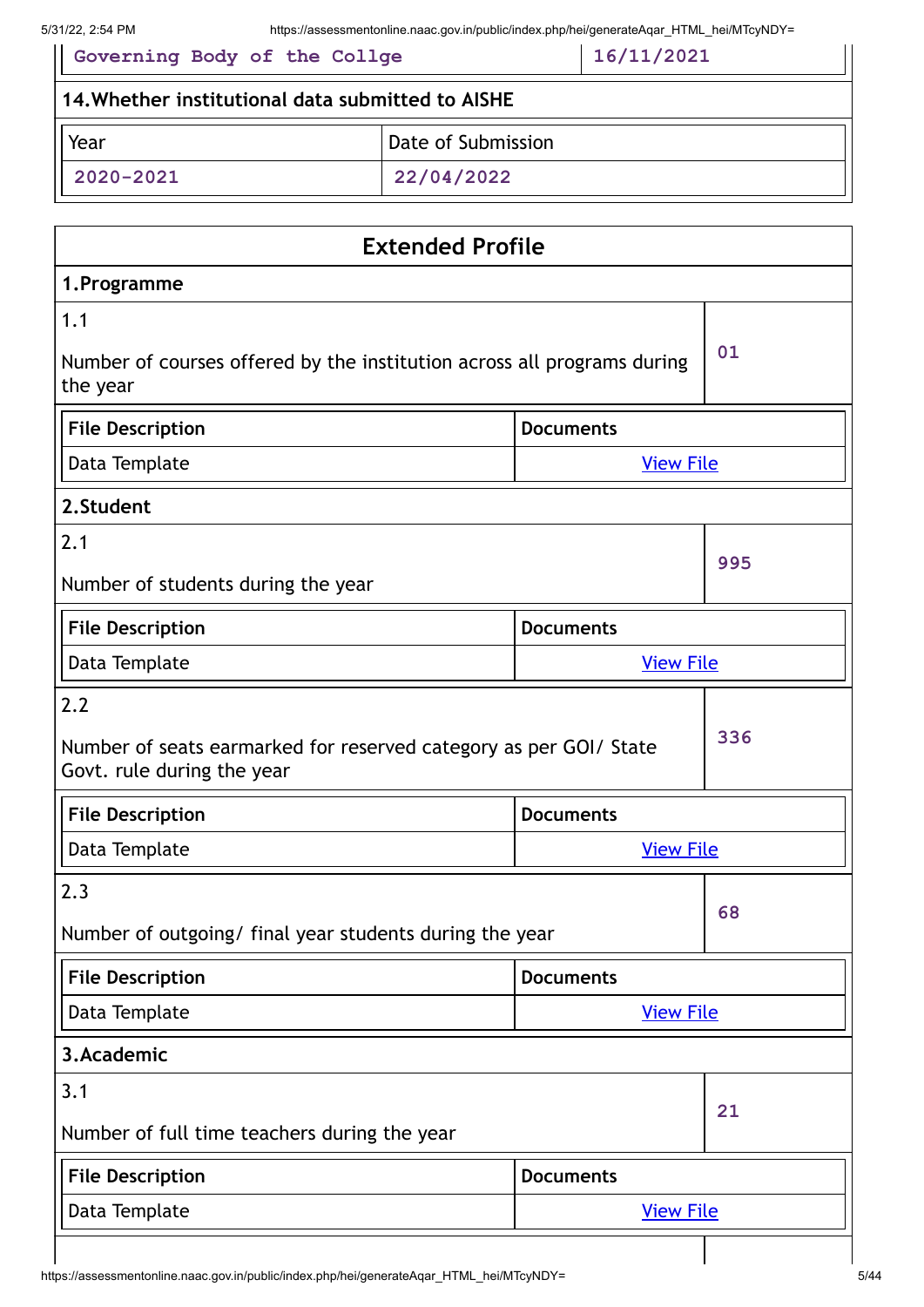| Governing Body of the Collge | 16/11/2021 |
|---|---|

**14.Whether institutional data submitted to AISHE**

| Year | Date of Submission |
|---|---|
| 2020-2021 | 22/04/2022 |

## Extended Profile

### 1.Programme

| 1.1 Number of courses offered by the institution across all programs during the year | 01 |
|---|---|

| File Description | Documents |
|---|---|
| Data Template | View File |

### 2.Student

| 2.1 Number of students during the year | 995 |
|---|---|

| File Description | Documents |
|---|---|
| Data Template | View File |

| 2.2 Number of seats earmarked for reserved category as per GOI/ State Govt. rule during the year | 336 |
|---|---|

| File Description | Documents |
|---|---|
| Data Template | View File |

| 2.3 Number of outgoing/ final year students during the year | 68 |
|---|---|

| File Description | Documents |
|---|---|
| Data Template | View File |

### 3.Academic

| 3.1 Number of full time teachers during the year | 21 |
|---|---|

| File Description | Documents |
|---|---|
| Data Template | View File |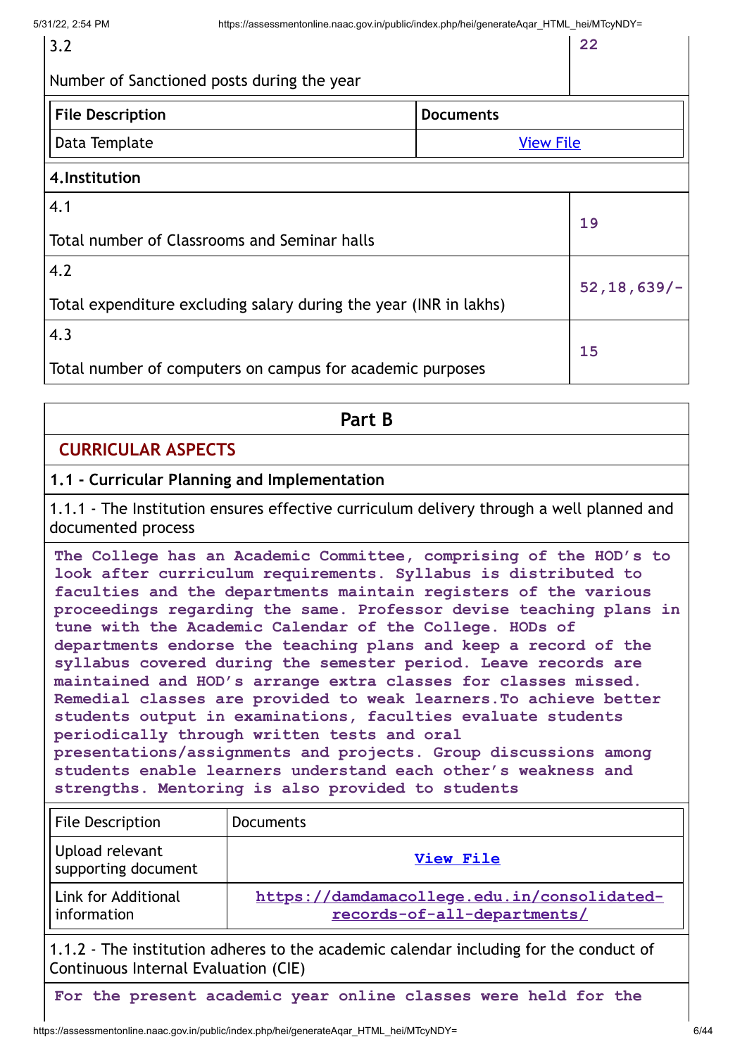| | |
|---|---|
| 3.2<br><br>Number of Sanctioned posts during the year | 22 |

| File Description | Documents |
|---|---|
| Data Template | View File |

**4.Institution**

| | |
|---|---|
| 4.1<br><br>Total number of Classrooms and Seminar halls | 19 |
| 4.2<br><br>Total expenditure excluding salary during the year (INR in lakhs) | 52,18,639/- |
| 4.3<br><br>Total number of computers on campus for academic purposes | 15 |

## Part B

### CURRICULAR ASPECTS

#### 1.1 - Curricular Planning and Implementation

1.1.1 - The Institution ensures effective curriculum delivery through a well planned and documented process

**The College has an Academic Committee, comprising of the HOD's to look after curriculum requirements. Syllabus is distributed to faculties and the departments maintain registers of the various proceedings regarding the same. Professor devise teaching plans in tune with the Academic Calendar of the College. HODs of departments endorse the teaching plans and keep a record of the syllabus covered during the semester period. Leave records are maintained and HOD's arrange extra classes for classes missed. Remedial classes are provided to weak learners.To achieve better students output in examinations, faculties evaluate students periodically through written tests and oral presentations/assignments and projects. Group discussions among students enable learners understand each other's weakness and strengths. Mentoring is also provided to students**

| File Description | Documents |
|---|---|
| Upload relevant supporting document | **View File** |
| Link for Additional information | **https://damdamacollege.edu.in/consolidated-records-of-all-departments/** |

1.1.2 - The institution adheres to the academic calendar including for the conduct of Continuous Internal Evaluation (CIE)

**For the present academic year online classes were held for the**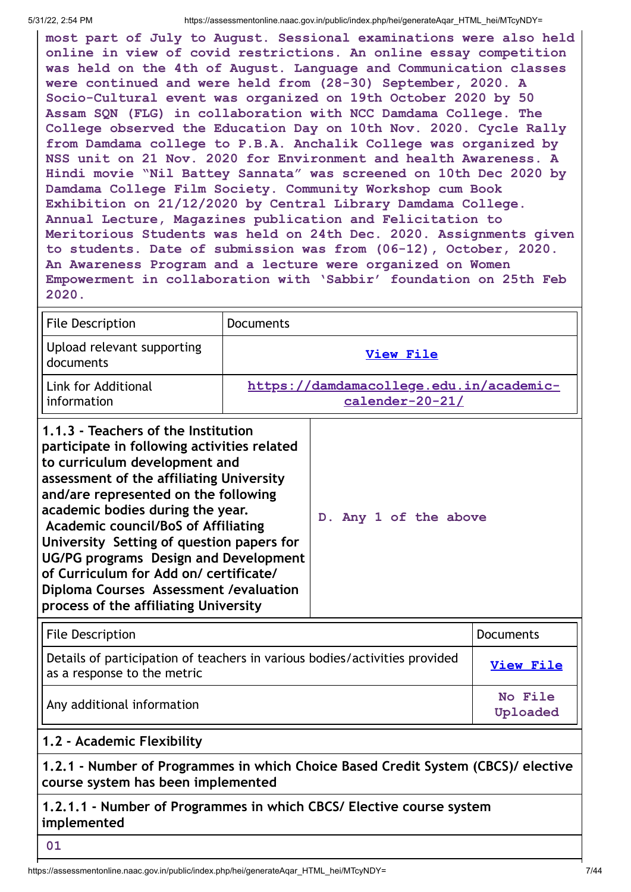**most part of July to August. Sessional examinations were also held online in view of covid restrictions. An online essay competition was held on the 4th of August. Language and Communication classes were continued and were held from (28-30) September, 2020. A Socio-Cultural event was organized on 19th October 2020 by 50 Assam SQN (FLG) in collaboration with NCC Damdama College. The College observed the Education Day on 10th Nov. 2020. Cycle Rally from Damdama college to P.B.A. Anchalik College was organized by NSS unit on 21 Nov. 2020 for Environment and health Awareness. A Hindi movie "Nil Battey Sannata" was screened on 10th Dec 2020 by Damdama College Film Society. Community Workshop cum Book Exhibition on 21/12/2020 by Central Library Damdama College. Annual Lecture, Magazines publication and Felicitation to Meritorious Students was held on 24th Dec. 2020. Assignments given to students. Date of submission was from (06-12), October, 2020. An Awareness Program and a lecture were organized on Women Empowerment in collaboration with 'Sabbir' foundation on 25th Feb 2020.**

| File Description | Documents |
|---|---|
| Upload relevant supporting documents | [View File]() |
| Link for Additional information | [https://damdamacollege.edu.in/academic-calender-20-21/](https://damdamacollege.edu.in/academic-calender-20-21/) |

| **1.1.3 - Teachers of the Institution participate in following activities related to curriculum development and assessment of the affiliating University and/are represented on the following academic bodies during the year. Academic council/BoS of Affiliating University Setting of question papers for UG/PG programs Design and Development of Curriculum for Add on/ certificate/ Diploma Courses Assessment /evaluation process of the affiliating University** | **D. Any 1 of the above** |
|---|---|

| File Description | Documents |
|---|---|
| Details of participation of teachers in various bodies/activities provided as a response to the metric | [View File]() |
| Any additional information | No File Uploaded |

**1.2 - Academic Flexibility**

**1.2.1 - Number of Programmes in which Choice Based Credit System (CBCS)/ elective course system has been implemented**

**1.2.1.1 - Number of Programmes in which CBCS/ Elective course system implemented**

**01**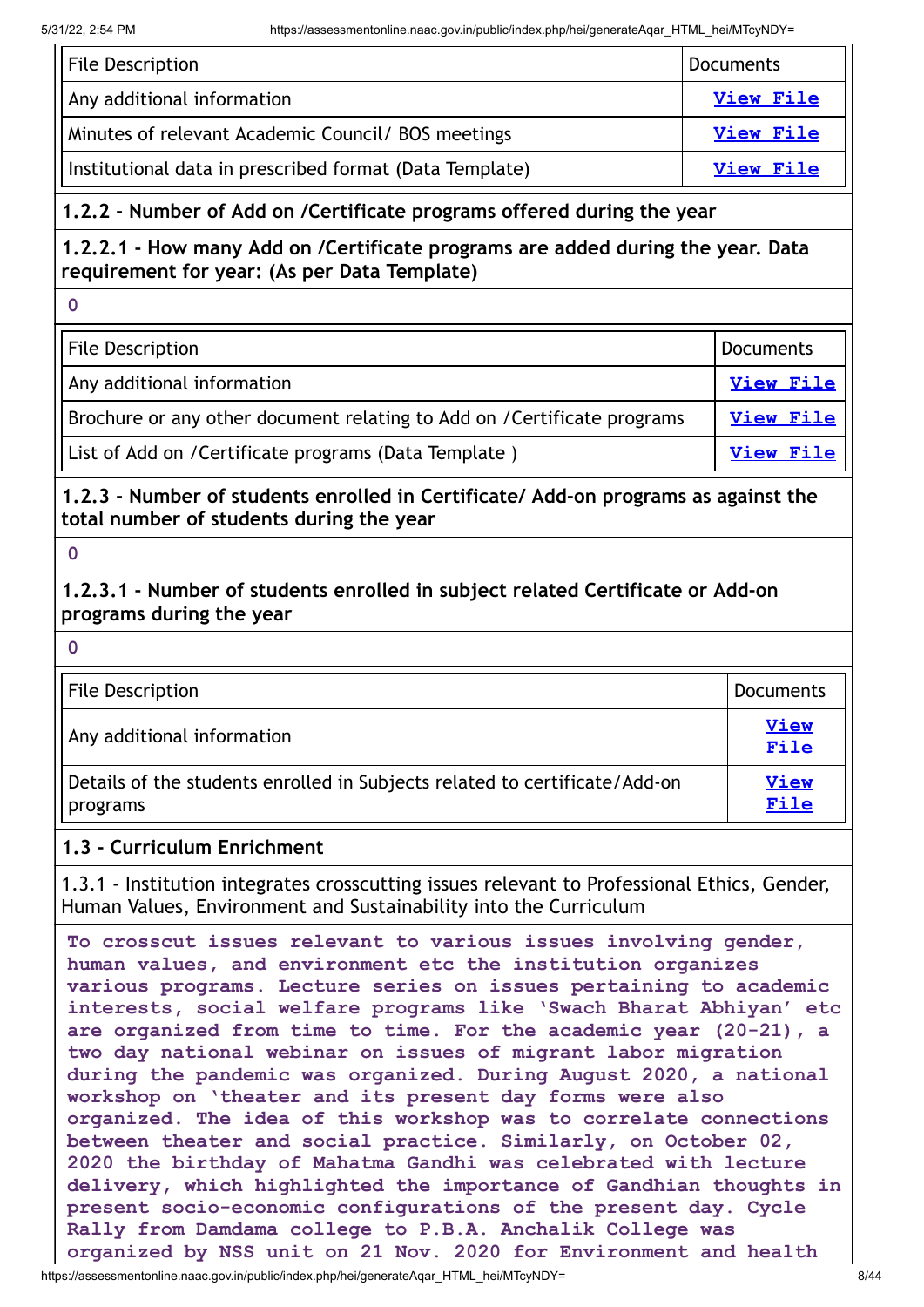| File Description | Documents |
|---|---|
| Any additional information | **View File** |
| Minutes of relevant Academic Council/ BOS meetings | **View File** |
| Institutional data in prescribed format (Data Template) | **View File** |

**1.2.2 - Number of Add on /Certificate programs offered during the year**

**1.2.2.1 - How many Add on /Certificate programs are added during the year. Data requirement for year: (As per Data Template)**

**0**

| File Description | Documents |
|---|---|
| Any additional information | **View File** |
| Brochure or any other document relating to Add on /Certificate programs | **View File** |
| List of Add on /Certificate programs (Data Template ) | **View File** |

**1.2.3 - Number of students enrolled in Certificate/ Add-on programs as against the total number of students during the year**

**0**

**1.2.3.1 - Number of students enrolled in subject related Certificate or Add-on programs during the year**

**0**

| File Description | Documents |
|---|---|
| Any additional information | **View File** |
| Details of the students enrolled in Subjects related to certificate/Add-on programs | **View File** |

**1.3 - Curriculum Enrichment**

1.3.1 - Institution integrates crosscutting issues relevant to Professional Ethics, Gender, Human Values, Environment and Sustainability into the Curriculum

**To crosscut issues relevant to various issues involving gender, human values, and environment etc the institution organizes various programs. Lecture series on issues pertaining to academic interests, social welfare programs like 'Swach Bharat Abhiyan' etc are organized from time to time. For the academic year (20-21), a two day national webinar on issues of migrant labor migration during the pandemic was organized. During August 2020, a national workshop on 'theater and its present day forms were also organized. The idea of this workshop was to correlate connections between theater and social practice. Similarly, on October 02, 2020 the birthday of Mahatma Gandhi was celebrated with lecture delivery, which highlighted the importance of Gandhian thoughts in present socio-economic configurations of the present day. Cycle Rally from Damdama college to P.B.A. Anchalik College was organized by NSS unit on 21 Nov. 2020 for Environment and health**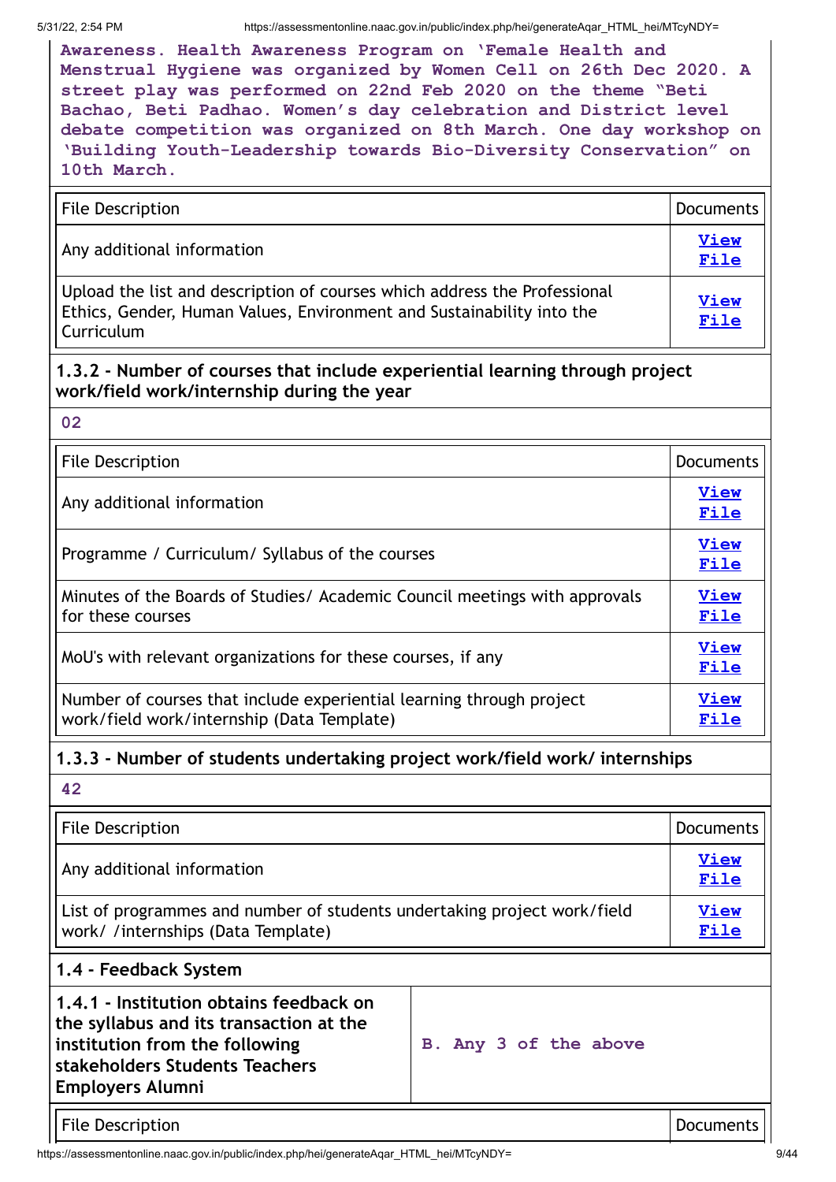**Awareness. Health Awareness Program on 'Female Health and Menstrual Hygiene was organized by Women Cell on 26th Dec 2020. A street play was performed on 22nd Feb 2020 on the theme "Beti Bachao, Beti Padhao. Women's day celebration and District level debate competition was organized on 8th March. One day workshop on 'Building Youth-Leadership towards Bio-Diversity Conservation" on 10th March.**

| File Description | Documents |
|---|---|
| Any additional information | **View File** |
| Upload the list and description of courses which address the Professional Ethics, Gender, Human Values, Environment and Sustainability into the Curriculum | **View File** |

### 1.3.2 - Number of courses that include experiential learning through project work/field work/internship during the year

**02**

| File Description | Documents |
|---|---|
| Any additional information | **View File** |
| Programme / Curriculum/ Syllabus of the courses | **View File** |
| Minutes of the Boards of Studies/ Academic Council meetings with approvals for these courses | **View File** |
| MoU's with relevant organizations for these courses, if any | **View File** |
| Number of courses that include experiential learning through project work/field work/internship (Data Template) | **View File** |

### 1.3.3 - Number of students undertaking project work/field work/ internships

**42**

| File Description | Documents |
|---|---|
| Any additional information | **View File** |
| List of programmes and number of students undertaking project work/field work/ /internships (Data Template) | **View File** |

## 1.4 - Feedback System

| **1.4.1 - Institution obtains feedback on the syllabus and its transaction at the institution from the following stakeholders Students Teachers Employers Alumni** | **B. Any 3 of the above** |
|---|---|

| File Description | Documents |
|---|---|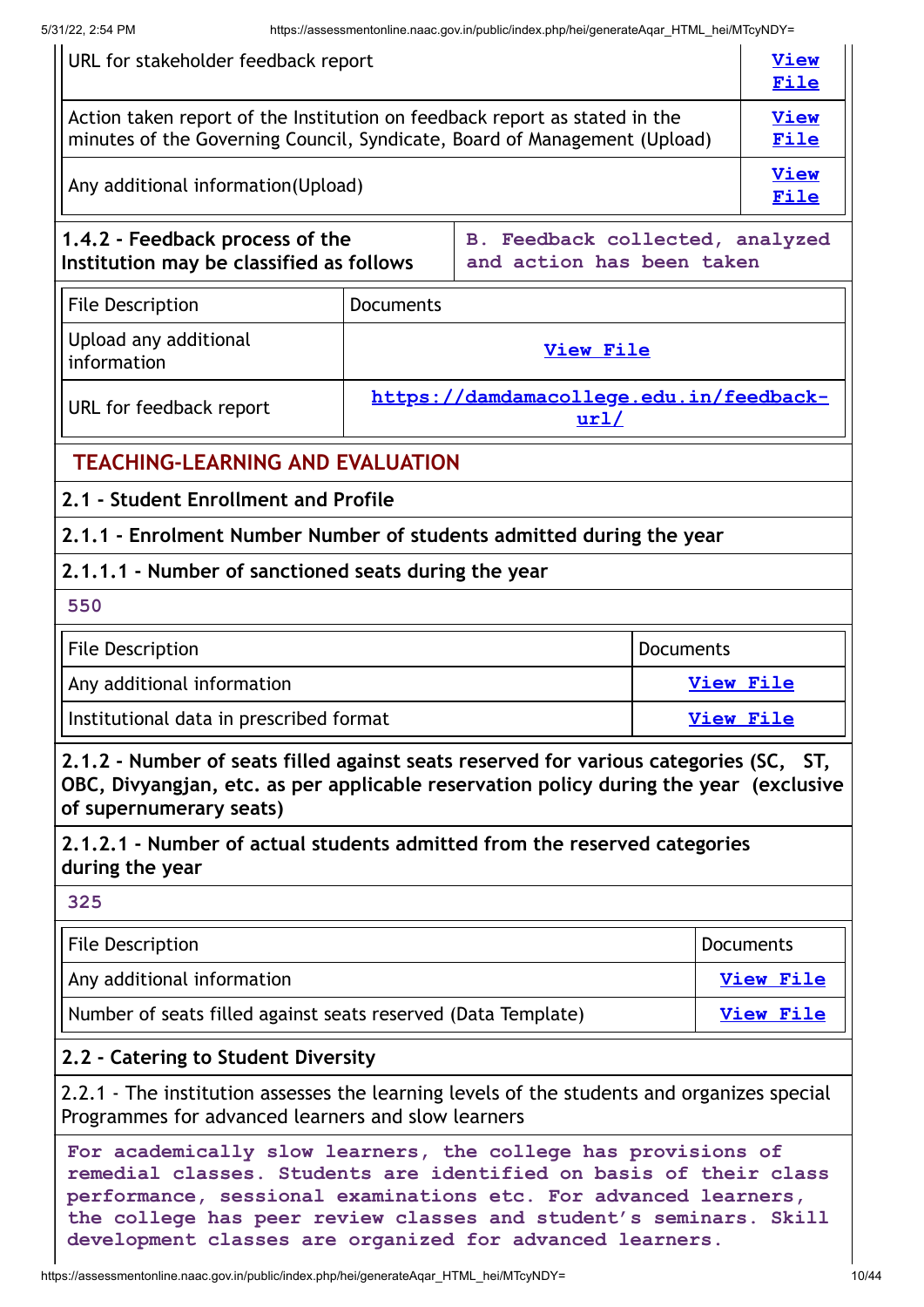| | |
|---|---|
| URL for stakeholder feedback report | **View File** |
| Action taken report of the Institution on feedback report as stated in the minutes of the Governing Council, Syndicate, Board of Management (Upload) | **View File** |
| Any additional information(Upload) | **View File** |

| | |
|---|---|
| **1.4.2 - Feedback process of the Institution may be classified as follows** | **B. Feedback collected, analyzed and action has been taken** |

| File Description | Documents |
|---|---|
| Upload any additional information | **View File** |
| URL for feedback report | **https://damdamacollege.edu.in/feedback-url/** |

## TEACHING-LEARNING AND EVALUATION

### 2.1 - Student Enrollment and Profile

#### 2.1.1 - Enrolment Number Number of students admitted during the year

#### 2.1.1.1 - Number of sanctioned seats during the year

**550**

| File Description | Documents |
|---|---|
| Any additional information | **View File** |
| Institutional data in prescribed format | **View File** |

#### 2.1.2 - Number of seats filled against seats reserved for various categories (SC, ST, OBC, Divyangjan, etc. as per applicable reservation policy during the year (exclusive of supernumerary seats)

#### 2.1.2.1 - Number of actual students admitted from the reserved categories during the year

**325**

| File Description | Documents |
|---|---|
| Any additional information | **View File** |
| Number of seats filled against seats reserved (Data Template) | **View File** |

### 2.2 - Catering to Student Diversity

2.2.1 - The institution assesses the learning levels of the students and organizes special Programmes for advanced learners and slow learners

**For academically slow learners, the college has provisions of remedial classes. Students are identified on basis of their class performance, sessional examinations etc. For advanced learners, the college has peer review classes and student's seminars. Skill development classes are organized for advanced learners.**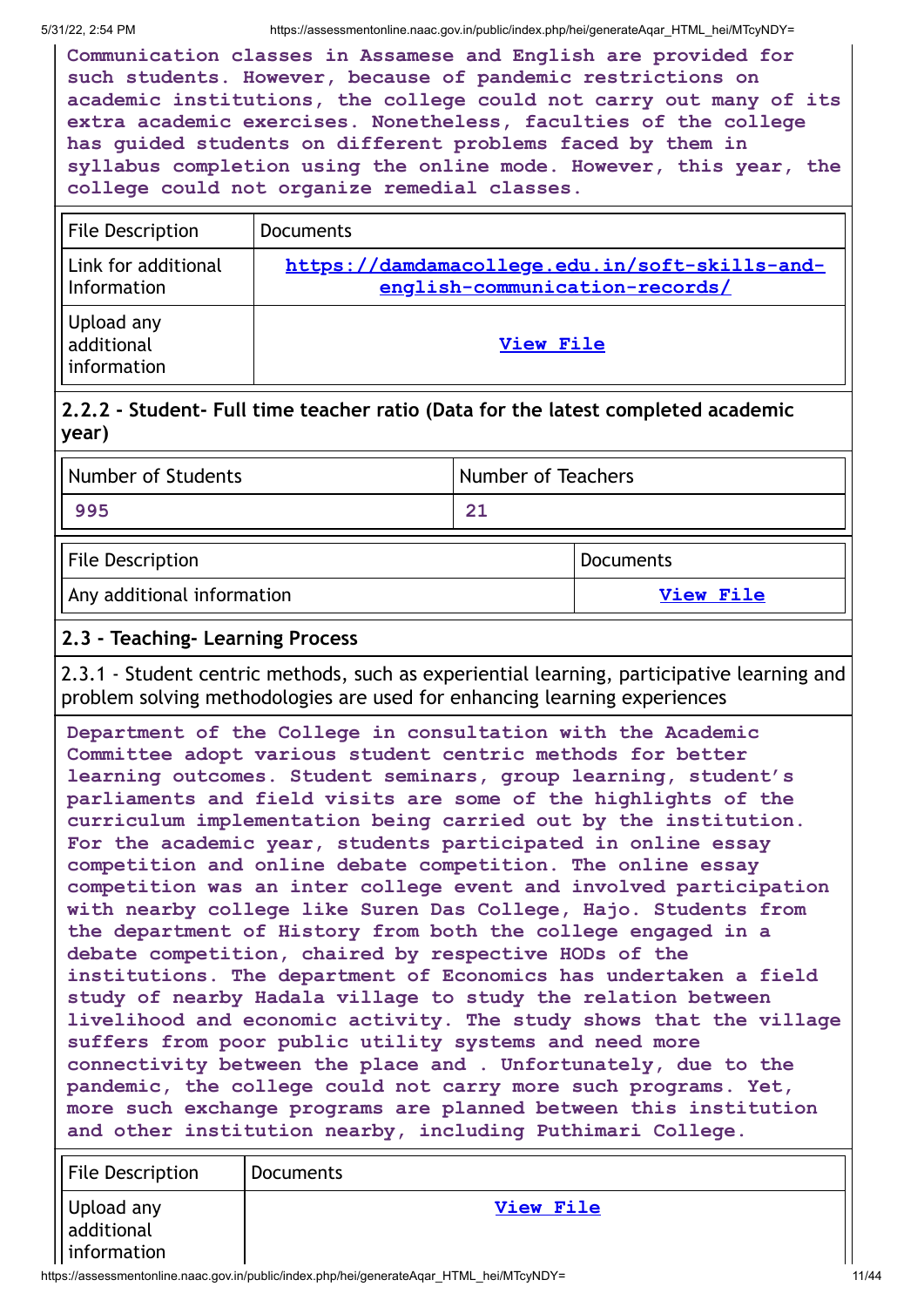Communication classes in Assamese and English are provided for such students. However, because of pandemic restrictions on academic institutions, the college could not carry out many of its extra academic exercises. Nonetheless, faculties of the college has guided students on different problems faced by them in syllabus completion using the online mode. However, this year, the college could not organize remedial classes.

| File Description | Documents |
| --- | --- |
| Link for additional Information | https://damdamacollege.edu.in/soft-skills-and-english-communication-records/ |
| Upload any additional information | View File |

### 2.2.2 - Student- Full time teacher ratio (Data for the latest completed academic year)

| Number of Students | Number of Teachers |
| --- | --- |
| 995 | 21 |

| File Description | Documents |
| --- | --- |
| Any additional information | View File |

### 2.3 - Teaching- Learning Process

2.3.1 - Student centric methods, such as experiential learning, participative learning and problem solving methodologies are used for enhancing learning experiences

Department of the College in consultation with the Academic Committee adopt various student centric methods for better learning outcomes. Student seminars, group learning, student's parliaments and field visits are some of the highlights of the curriculum implementation being carried out by the institution. For the academic year, students participated in online essay competition and online debate competition. The online essay competition was an inter college event and involved participation with nearby college like Suren Das College, Hajo. Students from the department of History from both the college engaged in a debate competition, chaired by respective HODs of the institutions. The department of Economics has undertaken a field study of nearby Hadala village to study the relation between livelihood and economic activity. The study shows that the village suffers from poor public utility systems and need more connectivity between the place and . Unfortunately, due to the pandemic, the college could not carry more such programs. Yet, more such exchange programs are planned between this institution and other institution nearby, including Puthimari College.

| File Description | Documents |
| --- | --- |
| Upload any additional information | View File |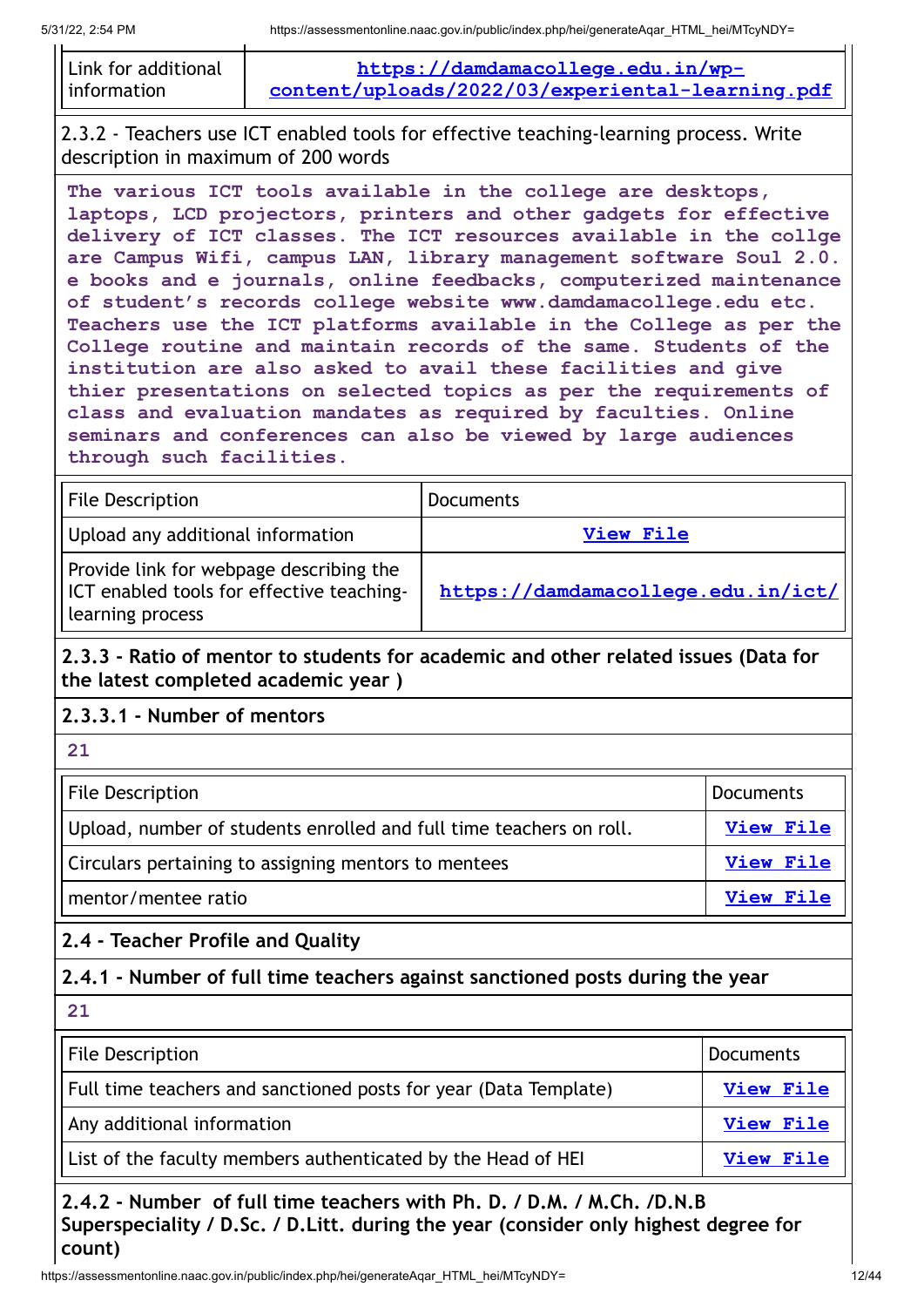| Link for additional information | https://damdamacollege.edu.in/wp-content/uploads/2022/03/experiental-learning.pdf |
|---|---|

2.3.2 - Teachers use ICT enabled tools for effective teaching-learning process. Write description in maximum of 200 words

**The various ICT tools available in the college are desktops, laptops, LCD projectors, printers and other gadgets for effective delivery of ICT classes. The ICT resources available in the collge are Campus Wifi, campus LAN, library management software Soul 2.0. e books and e journals, online feedbacks, computerized maintenance of student's records college website www.damdamacollege.edu etc. Teachers use the ICT platforms available in the College as per the College routine and maintain records of the same. Students of the institution are also asked to avail these facilities and give thier presentations on selected topics as per the requirements of class and evaluation mandates as required by faculties. Online seminars and conferences can also be viewed by large audiences through such facilities.**

| File Description | Documents |
|---|---|
| Upload any additional information | View File |
| Provide link for webpage describing the ICT enabled tools for effective teaching-learning process | https://damdamacollege.edu.in/ict/ |

**2.3.3 - Ratio of mentor to students for academic and other related issues (Data for the latest completed academic year )**

**2.3.3.1 - Number of mentors**

**21**

| File Description | Documents |
|---|---|
| Upload, number of students enrolled and full time teachers on roll. | View File |
| Circulars pertaining to assigning mentors to mentees | View File |
| mentor/mentee ratio | View File |

**2.4 - Teacher Profile and Quality**

**2.4.1 - Number of full time teachers against sanctioned posts during the year**

**21**

| File Description | Documents |
|---|---|
| Full time teachers and sanctioned posts for year (Data Template) | View File |
| Any additional information | View File |
| List of the faculty members authenticated by the Head of HEI | View File |

**2.4.2 - Number of full time teachers with Ph. D. / D.M. / M.Ch. /D.N.B Superspeciality / D.Sc. / D.Litt. during the year (consider only highest degree for count)**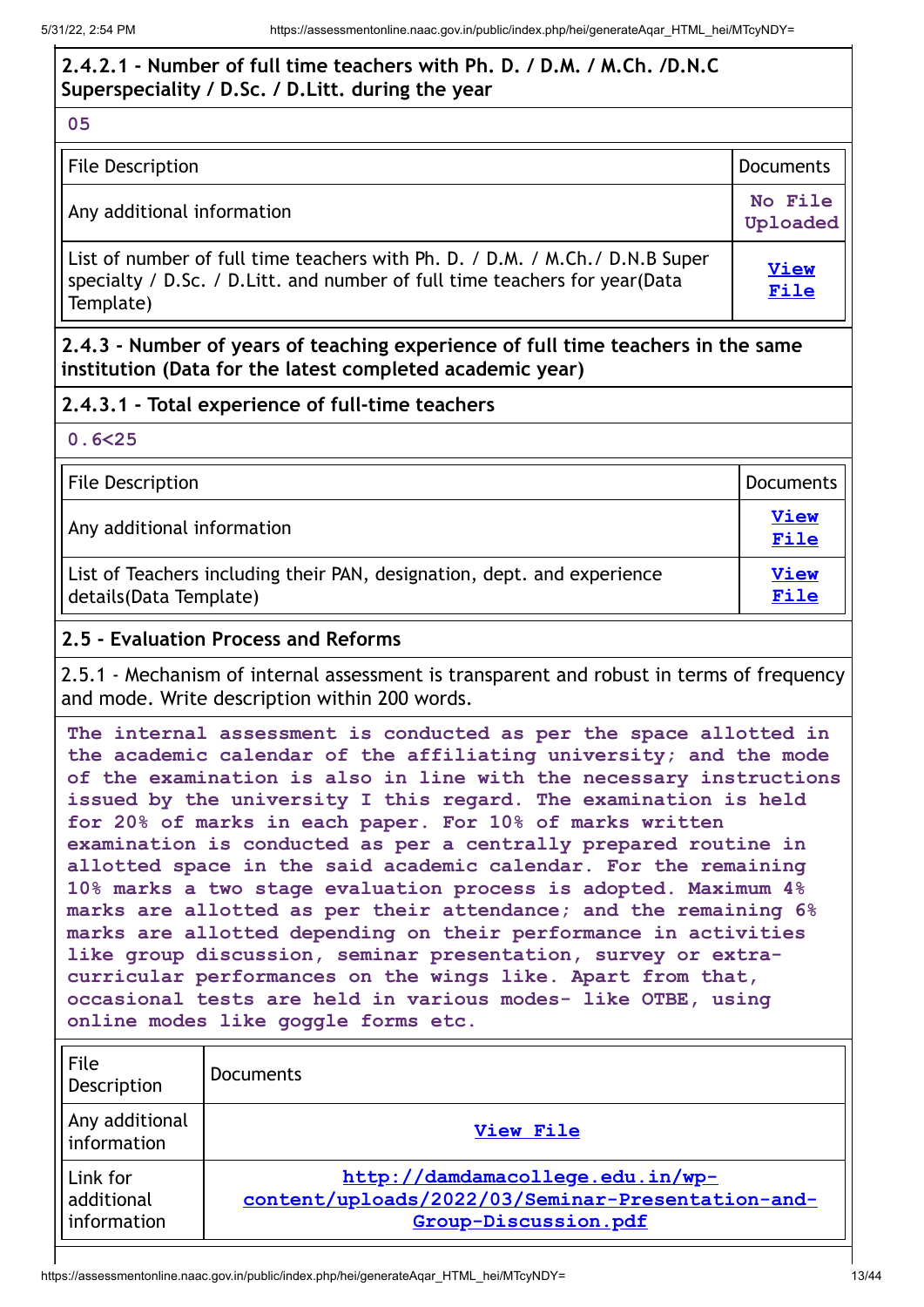### 2.4.2.1 - Number of full time teachers with Ph. D. / D.M. / M.Ch. /D.N.C Superspeciality / D.Sc. / D.Litt. during the year

**05**

| File Description | Documents |
|---|---|
| Any additional information | No File Uploaded |
| List of number of full time teachers with Ph. D. / D.M. / M.Ch./ D.N.B Super specialty / D.Sc. / D.Litt. and number of full time teachers for year(Data Template) | View File |

### 2.4.3 - Number of years of teaching experience of full time teachers in the same institution (Data for the latest completed academic year)

### 2.4.3.1 - Total experience of full-time teachers

**0.6<25**

| File Description | Documents |
|---|---|
| Any additional information | View File |
| List of Teachers including their PAN, designation, dept. and experience details(Data Template) | View File |

### 2.5 - Evaluation Process and Reforms

2.5.1 - Mechanism of internal assessment is transparent and robust in terms of frequency and mode. Write description within 200 words.

**The internal assessment is conducted as per the space allotted in the academic calendar of the affiliating university; and the mode of the examination is also in line with the necessary instructions issued by the university I this regard. The examination is held for 20% of marks in each paper. For 10% of marks written examination is conducted as per a centrally prepared routine in allotted space in the said academic calendar. For the remaining 10% marks a two stage evaluation process is adopted. Maximum 4% marks are allotted as per their attendance; and the remaining 6% marks are allotted depending on their performance in activities like group discussion, seminar presentation, survey or extra-curricular performances on the wings like. Apart from that, occasional tests are held in various modes- like OTBE, using online modes like goggle forms etc.**

| File Description | Documents |
|---|---|
| Any additional information | View File |
| Link for additional information | http://damdamacollege.edu.in/wp-content/uploads/2022/03/Seminar-Presentation-and-Group-Discussion.pdf |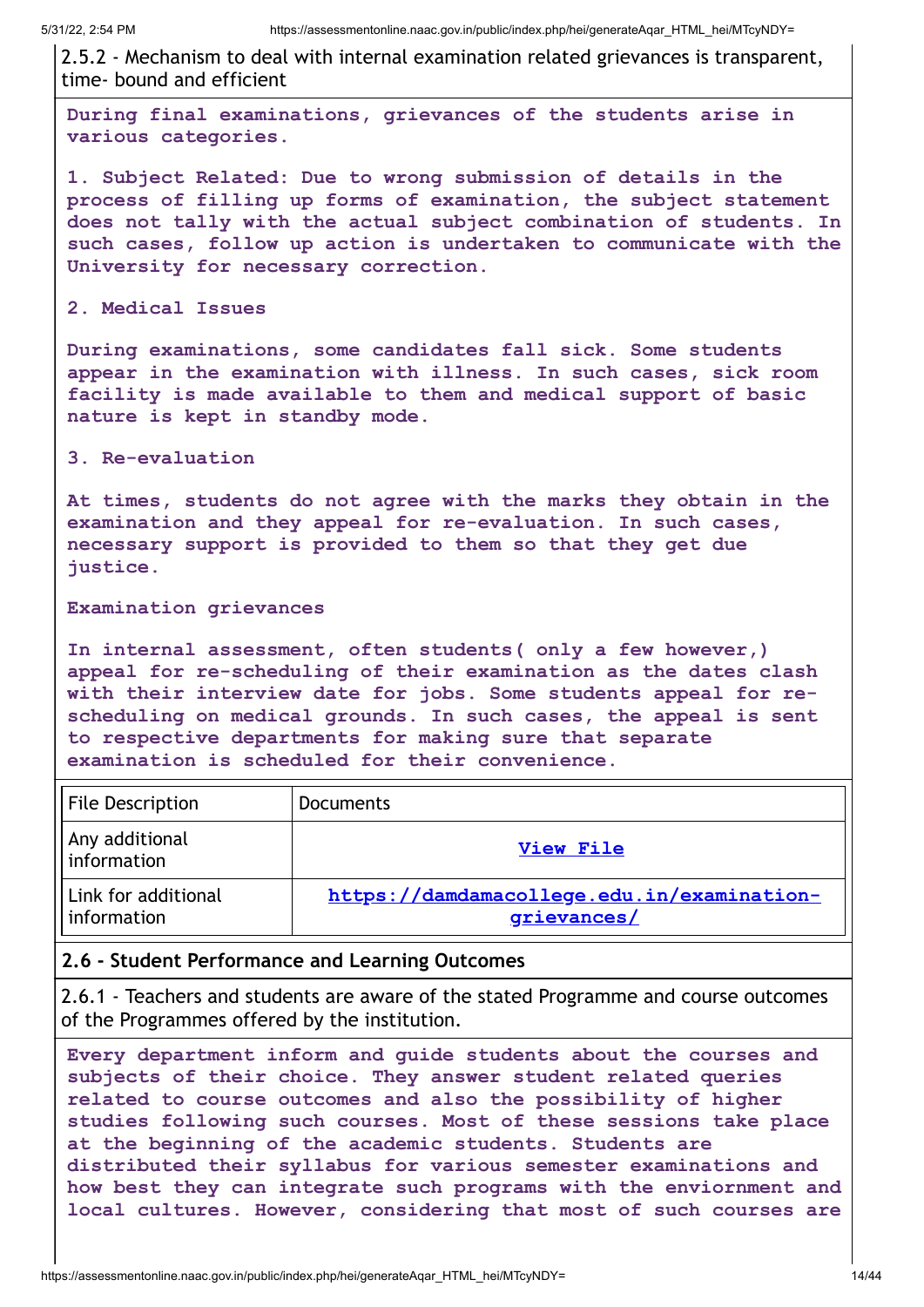2.5.2 - Mechanism to deal with internal examination related grievances is transparent, time- bound and efficient

During final examinations, grievances of the students arise in various categories.

1. Subject Related: Due to wrong submission of details in the process of filling up forms of examination, the subject statement does not tally with the actual subject combination of students. In such cases, follow up action is undertaken to communicate with the University for necessary correction.

2. Medical Issues

During examinations, some candidates fall sick. Some students appear in the examination with illness. In such cases, sick room facility is made available to them and medical support of basic nature is kept in standby mode.

3. Re-evaluation

At times, students do not agree with the marks they obtain in the examination and they appeal for re-evaluation. In such cases, necessary support is provided to them so that they get due justice.

Examination grievances

In internal assessment, often students( only a few however,) appeal for re-scheduling of their examination as the dates clash with their interview date for jobs. Some students appeal for re-scheduling on medical grounds. In such cases, the appeal is sent to respective departments for making sure that separate examination is scheduled for their convenience.

| File Description | Documents |
|---|---|
| Any additional information | **View File** |
| Link for additional information | **https://damdamacollege.edu.in/examination-grievances/** |

## 2.6 - Student Performance and Learning Outcomes

2.6.1 - Teachers and students are aware of the stated Programme and course outcomes of the Programmes offered by the institution.

Every department inform and guide students about the courses and subjects of their choice. They answer student related queries related to course outcomes and also the possibility of higher studies following such courses. Most of these sessions take place at the beginning of the academic students. Students are distributed their syllabus for various semester examinations and how best they can integrate such programs with the enviornment and local cultures. However, considering that most of such courses are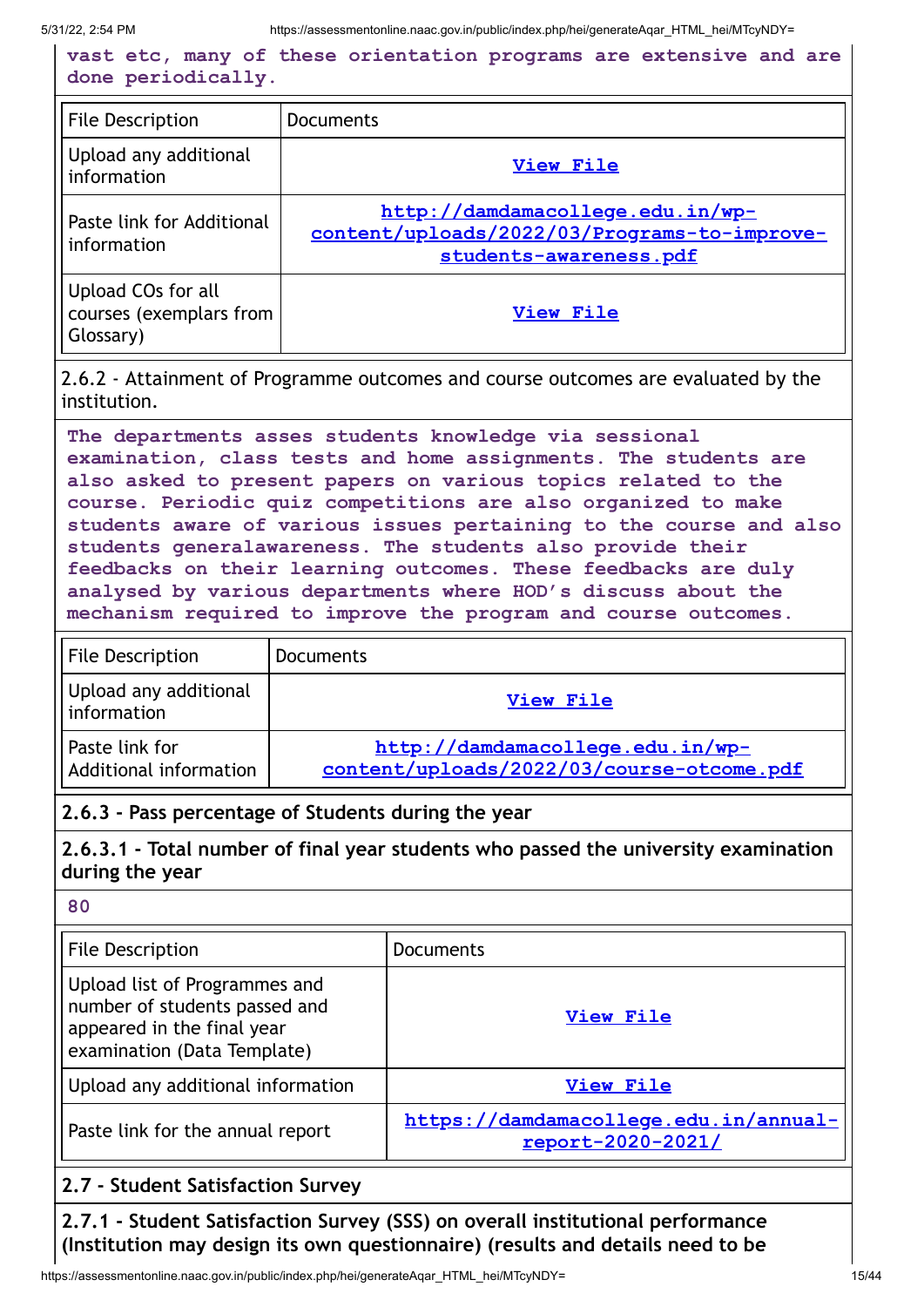**vast etc, many of these orientation programs are extensive and are done periodically.**

| File Description | Documents |
|---|---|
| Upload any additional information | [View File] |
| Paste link for Additional information | http://damdamacollege.edu.in/wp-content/uploads/2022/03/Programs-to-improve-students-awareness.pdf |
| Upload COs for all courses (exemplars from Glossary) | [View File] |

2.6.2 - Attainment of Programme outcomes and course outcomes are evaluated by the institution.

**The departments asses students knowledge via sessional examination, class tests and home assignments. The students are also asked to present papers on various topics related to the course. Periodic quiz competitions are also organized to make students aware of various issues pertaining to the course and also students generalawareness. The students also provide their feedbacks on their learning outcomes. These feedbacks are duly analysed by various departments where HOD's discuss about the mechanism required to improve the program and course outcomes.**

| File Description | Documents |
|---|---|
| Upload any additional information | [View File] |
| Paste link for Additional information | http://damdamacollege.edu.in/wp-content/uploads/2022/03/course-otcome.pdf |

**2.6.3 - Pass percentage of Students during the year**

**2.6.3.1 - Total number of final year students who passed the university examination during the year**

**80**

| File Description | Documents |
|---|---|
| Upload list of Programmes and number of students passed and appeared in the final year examination (Data Template) | [View File] |
| Upload any additional information | [View File] |
| Paste link for the annual report | https://damdamacollege.edu.in/annual-report-2020-2021/ |

**2.7 - Student Satisfaction Survey**

**2.7.1 - Student Satisfaction Survey (SSS) on overall institutional performance (Institution may design its own questionnaire) (results and details need to be**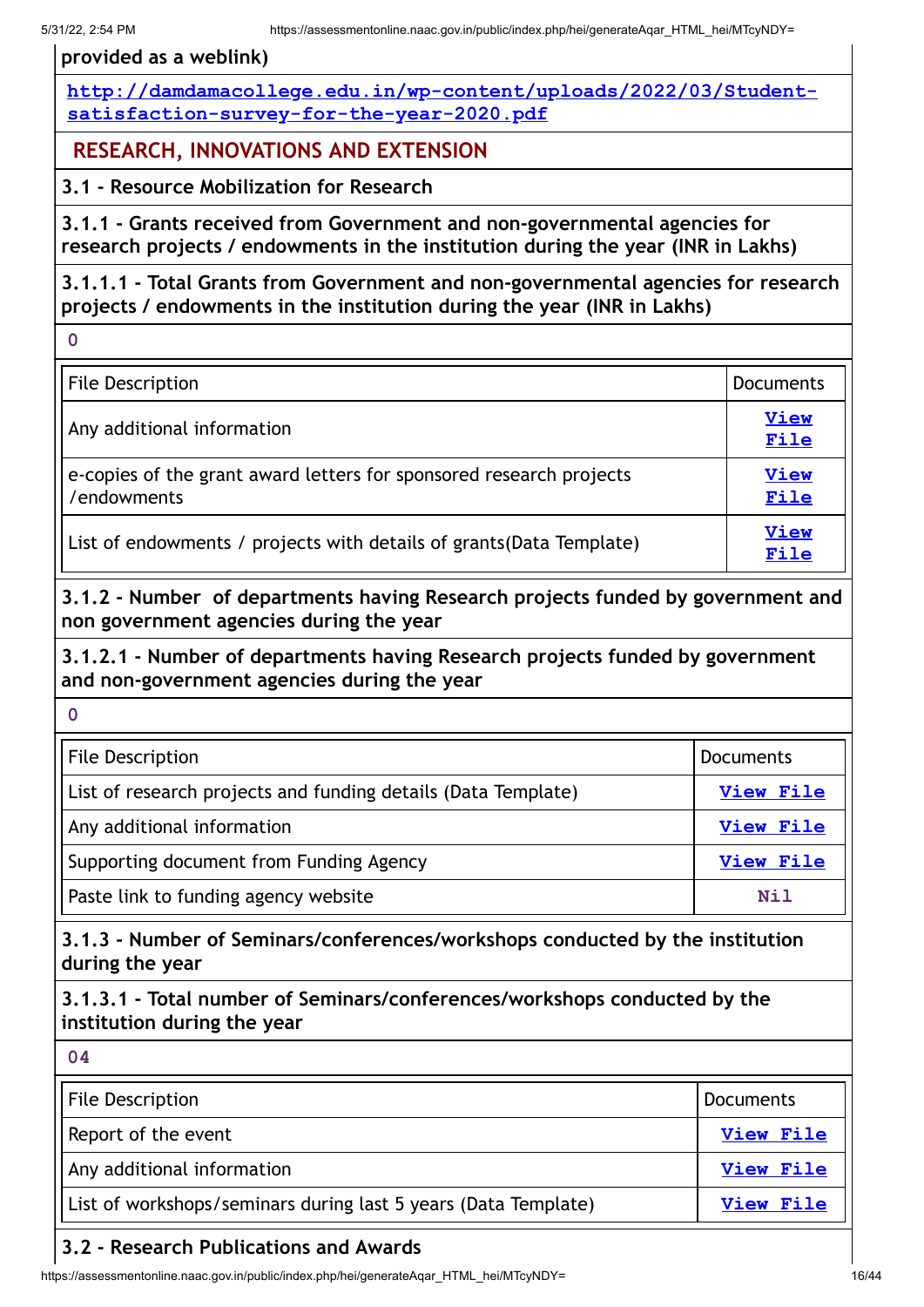**provided as a weblink)**

http://damdamacollege.edu.in/wp-content/uploads/2022/03/Student-satisfaction-survey-for-the-year-2020.pdf

## RESEARCH, INNOVATIONS AND EXTENSION

### 3.1 - Resource Mobilization for Research

**3.1.1 - Grants received from Government and non-governmental agencies for research projects / endowments in the institution during the year (INR in Lakhs)**

**3.1.1.1 - Total Grants from Government and non-governmental agencies for research projects / endowments in the institution during the year (INR in Lakhs)**

0

| File Description | Documents |
|---|---|
| Any additional information | View File |
| e-copies of the grant award letters for sponsored research projects /endowments | View File |
| List of endowments / projects with details of grants(Data Template) | View File |

**3.1.2 - Number of departments having Research projects funded by government and non government agencies during the year**

**3.1.2.1 - Number of departments having Research projects funded by government and non-government agencies during the year**

0

| File Description | Documents |
|---|---|
| List of research projects and funding details (Data Template) | View File |
| Any additional information | View File |
| Supporting document from Funding Agency | View File |
| Paste link to funding agency website | Nil |

**3.1.3 - Number of Seminars/conferences/workshops conducted by the institution during the year**

**3.1.3.1 - Total number of Seminars/conferences/workshops conducted by the institution during the year**

04

| File Description | Documents |
|---|---|
| Report of the event | View File |
| Any additional information | View File |
| List of workshops/seminars during last 5 years (Data Template) | View File |

### 3.2 - Research Publications and Awards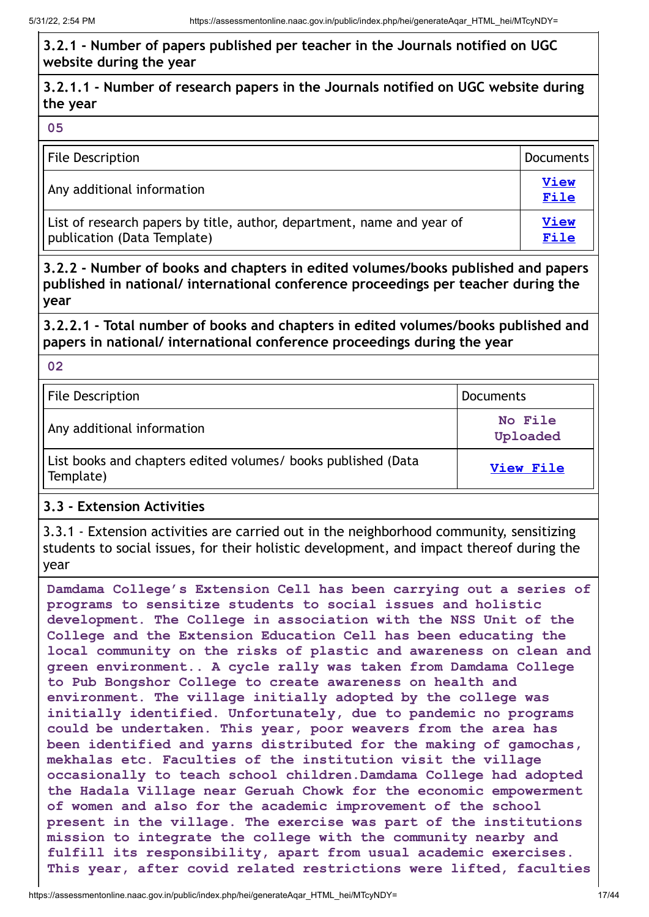**3.2.1 - Number of papers published per teacher in the Journals notified on UGC website during the year**

**3.2.1.1 - Number of research papers in the Journals notified on UGC website during the year**

**05**

| File Description | Documents |
| --- | --- |
| Any additional information | View File |
| List of research papers by title, author, department, name and year of publication (Data Template) | View File |

**3.2.2 - Number of books and chapters in edited volumes/books published and papers published in national/ international conference proceedings per teacher during the year**

**3.2.2.1 - Total number of books and chapters in edited volumes/books published and papers in national/ international conference proceedings during the year**

**02**

| File Description | Documents |
| --- | --- |
| Any additional information | No File Uploaded |
| List books and chapters edited volumes/ books published (Data Template) | View File |

**3.3 - Extension Activities**

3.3.1 - Extension activities are carried out in the neighborhood community, sensitizing students to social issues, for their holistic development, and impact thereof during the year

**Damdama College's Extension Cell has been carrying out a series of programs to sensitize students to social issues and holistic development. The College in association with the NSS Unit of the College and the Extension Education Cell has been educating the local community on the risks of plastic and awareness on clean and green environment.. A cycle rally was taken from Damdama College to Pub Bongshor College to create awareness on health and environment. The village initially adopted by the college was initially identified. Unfortunately, due to pandemic no programs could be undertaken. This year, poor weavers from the area has been identified and yarns distributed for the making of gamochas, mekhalas etc. Faculties of the institution visit the village occasionally to teach school children.Damdama College had adopted the Hadala Village near Geruah Chowk for the economic empowerment of women and also for the academic improvement of the school present in the village. The exercise was part of the institutions mission to integrate the college with the community nearby and fulfill its responsibility, apart from usual academic exercises. This year, after covid related restrictions were lifted, faculties**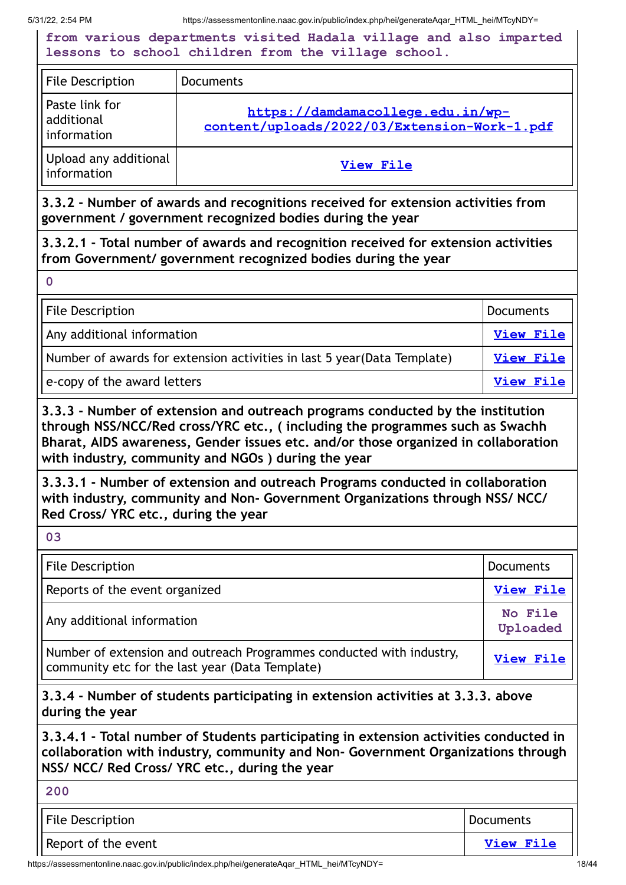from various departments visited Hadala village and also imparted lessons to school children from the village school.

| File Description | Documents |
| --- | --- |
| Paste link for additional information | https://damdamacollege.edu.in/wp-content/uploads/2022/03/Extension-Work-1.pdf |
| Upload any additional information | View File |

**3.3.2 - Number of awards and recognitions received for extension activities from government / government recognized bodies during the year**

**3.3.2.1 - Total number of awards and recognition received for extension activities from Government/ government recognized bodies during the year**

0

| File Description | Documents |
| --- | --- |
| Any additional information | View File |
| Number of awards for extension activities in last 5 year(Data Template) | View File |
| e-copy of the award letters | View File |

**3.3.3 - Number of extension and outreach programs conducted by the institution through NSS/NCC/Red cross/YRC etc., ( including the programmes such as Swachh Bharat, AIDS awareness, Gender issues etc. and/or those organized in collaboration with industry, community and NGOs ) during the year**

**3.3.3.1 - Number of extension and outreach Programs conducted in collaboration with industry, community and Non- Government Organizations through NSS/ NCC/ Red Cross/ YRC etc., during the year**

03

| File Description | Documents |
| --- | --- |
| Reports of the event organized | View File |
| Any additional information | No File Uploaded |
| Number of extension and outreach Programmes conducted with industry, community etc for the last year (Data Template) | View File |

**3.3.4 - Number of students participating in extension activities at 3.3.3. above during the year**

**3.3.4.1 - Total number of Students participating in extension activities conducted in collaboration with industry, community and Non- Government Organizations through NSS/ NCC/ Red Cross/ YRC etc., during the year**

200

| File Description | Documents |
| --- | --- |
| Report of the event | View File |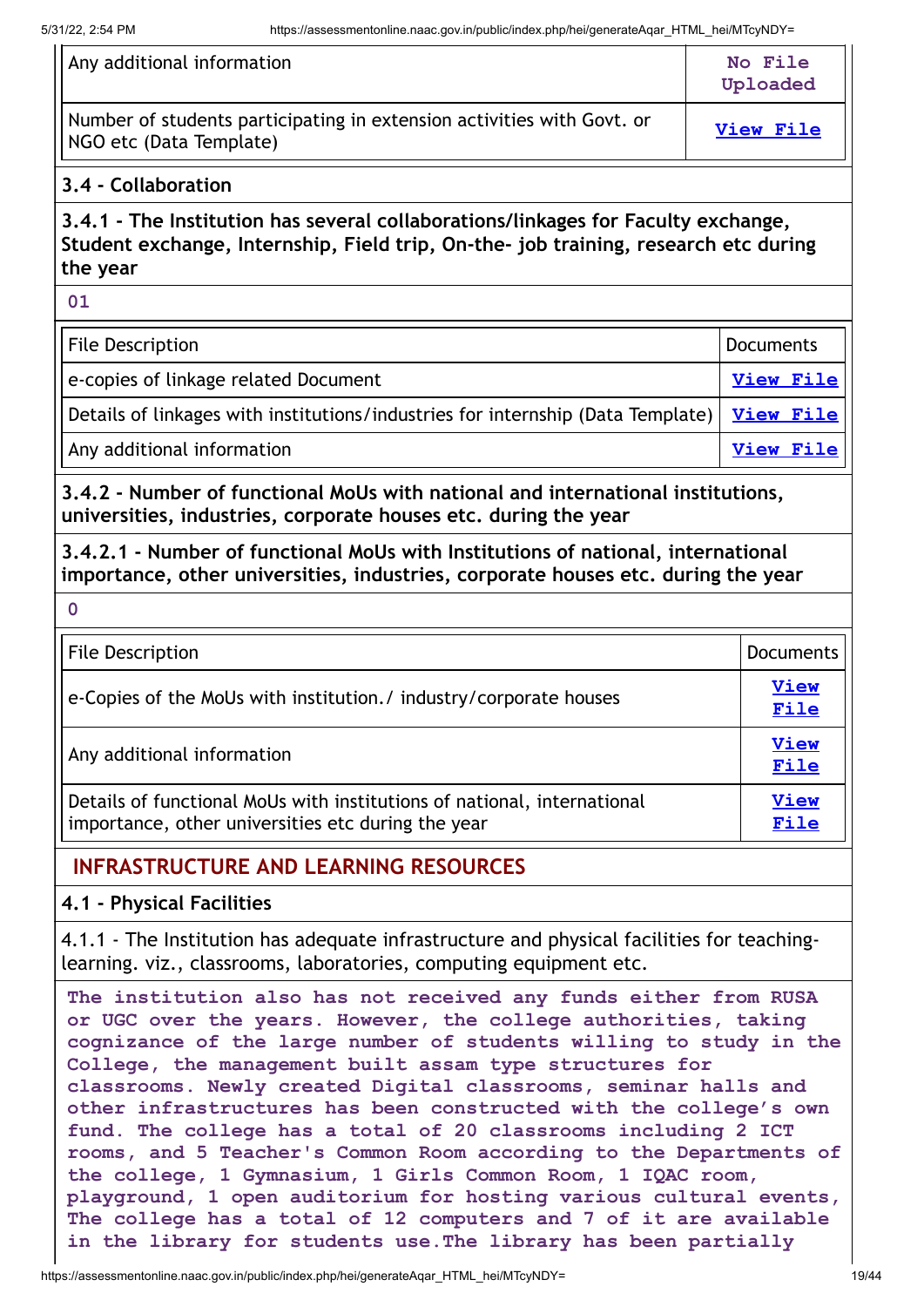| Any additional information | No File Uploaded |
|---|---|
| Number of students participating in extension activities with Govt. or NGO etc (Data Template) | View File |

### 3.4 - Collaboration

**3.4.1 - The Institution has several collaborations/linkages for Faculty exchange, Student exchange, Internship, Field trip, On-the- job training, research etc during the year**

01

| File Description | Documents |
|---|---|
| e-copies of linkage related Document | View File |
| Details of linkages with institutions/industries for internship (Data Template) | View File |
| Any additional information | View File |

**3.4.2 - Number of functional MoUs with national and international institutions, universities, industries, corporate houses etc. during the year**

**3.4.2.1 - Number of functional MoUs with Institutions of national, international importance, other universities, industries, corporate houses etc. during the year**

0

| File Description | Documents |
|---|---|
| e-Copies of the MoUs with institution./ industry/corporate houses | View File |
| Any additional information | View File |
| Details of functional MoUs with institutions of national, international importance, other universities etc during the year | View File |

## INFRASTRUCTURE AND LEARNING RESOURCES

### 4.1 - Physical Facilities

4.1.1 - The Institution has adequate infrastructure and physical facilities for teaching-learning. viz., classrooms, laboratories, computing equipment etc.

The institution also has not received any funds either from RUSA or UGC over the years. However, the college authorities, taking cognizance of the large number of students willing to study in the College, the management built assam type structures for classrooms. Newly created Digital classrooms, seminar halls and other infrastructures has been constructed with the college's own fund. The college has a total of 20 classrooms including 2 ICT rooms, and 5 Teacher's Common Room according to the Departments of the college, 1 Gymnasium, 1 Girls Common Room, 1 IQAC room, playground, 1 open auditorium for hosting various cultural events, The college has a total of 12 computers and 7 of it are available in the library for students use.The library has been partially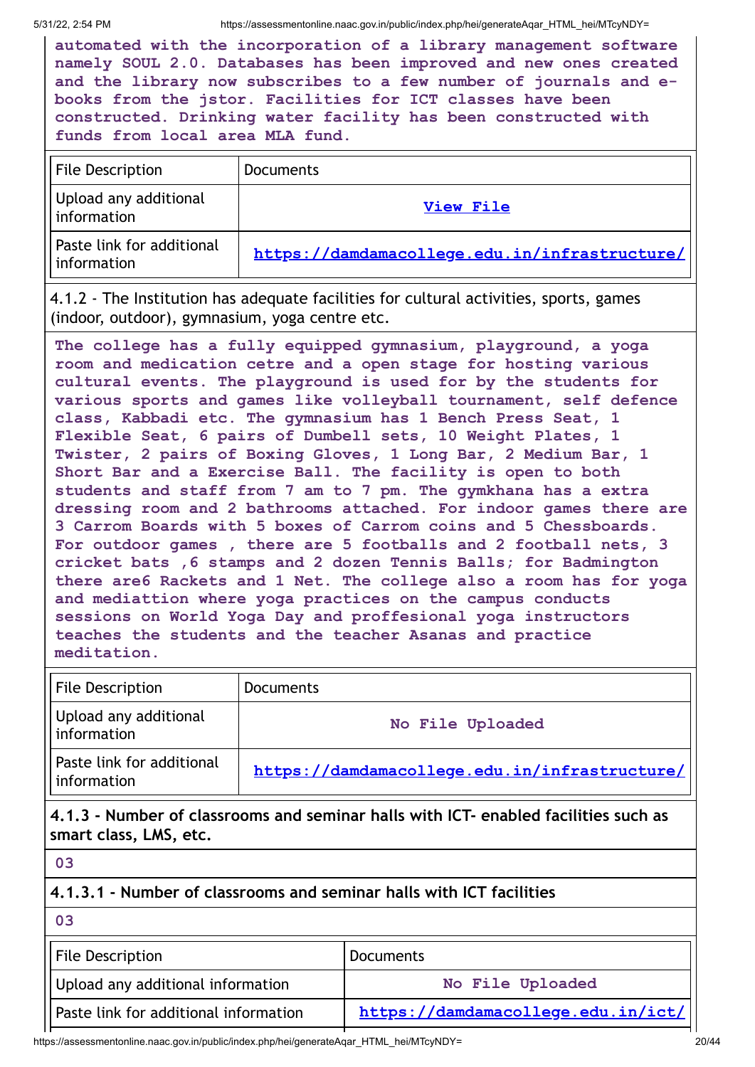automated with the incorporation of a library management software namely SOUL 2.0. Databases has been improved and new ones created and the library now subscribes to a few number of journals and e-books from the jstor. Facilities for ICT classes have been constructed. Drinking water facility has been constructed with funds from local area MLA fund.

| File Description | Documents |
|---|---|
| Upload any additional information | View File |
| Paste link for additional information | https://damdamacollege.edu.in/infrastructure/ |

4.1.2 - The Institution has adequate facilities for cultural activities, sports, games (indoor, outdoor), gymnasium, yoga centre etc.

The college has a fully equipped gymnasium, playground, a yoga room and medication cetre and a open stage for hosting various cultural events. The playground is used for by the students for various sports and games like volleyball tournament, self defence class, Kabbadi etc. The gymnasium has 1 Bench Press Seat, 1 Flexible Seat, 6 pairs of Dumbell sets, 10 Weight Plates, 1 Twister, 2 pairs of Boxing Gloves, 1 Long Bar, 2 Medium Bar, 1 Short Bar and a Exercise Ball. The facility is open to both students and staff from 7 am to 7 pm. The gymkhana has a extra dressing room and 2 bathrooms attached. For indoor games there are 3 Carrom Boards with 5 boxes of Carrom coins and 5 Chessboards. For outdoor games , there are 5 footballs and 2 football nets, 3 cricket bats ,6 stamps and 2 dozen Tennis Balls; for Badmington there are6 Rackets and 1 Net. The college also a room has for yoga and mediattion where yoga practices on the campus conducts sessions on World Yoga Day and proffesional yoga instructors teaches the students and the teacher Asanas and practice meditation.

| File Description | Documents |
|---|---|
| Upload any additional information | No File Uploaded |
| Paste link for additional information | https://damdamacollege.edu.in/infrastructure/ |

**4.1.3 - Number of classrooms and seminar halls with ICT- enabled facilities such as smart class, LMS, etc.**

03

**4.1.3.1 - Number of classrooms and seminar halls with ICT facilities**

03

| File Description | Documents |
|---|---|
| Upload any additional information | No File Uploaded |
| Paste link for additional information | https://damdamacollege.edu.in/ict/ |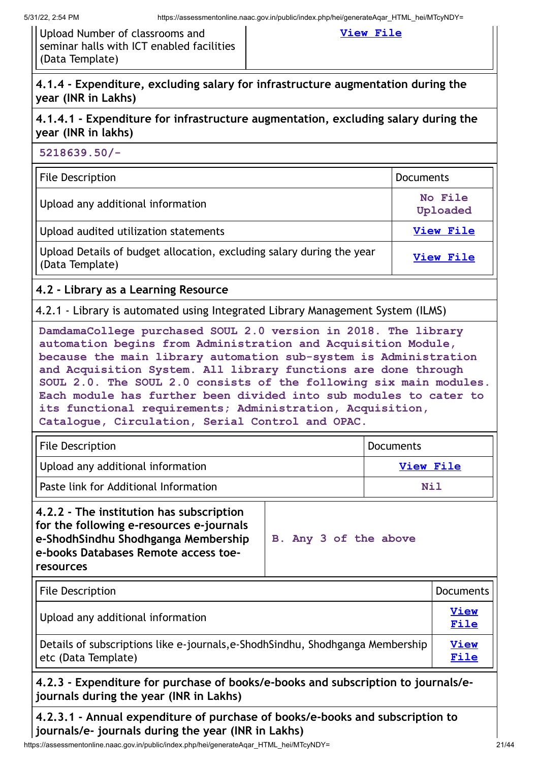| Upload Number of classrooms and seminar halls with ICT enabled facilities (Data Template) | View File |
|---|---|

**4.1.4 - Expenditure, excluding salary for infrastructure augmentation during the year (INR in Lakhs)**

**4.1.4.1 - Expenditure for infrastructure augmentation, excluding salary during the year (INR in lakhs)**

5218639.50/-

| File Description | Documents |
|---|---|
| Upload any additional information | No File Uploaded |
| Upload audited utilization statements | View File |
| Upload Details of budget allocation, excluding salary during the year (Data Template) | View File |

**4.2 - Library as a Learning Resource**

4.2.1 - Library is automated using Integrated Library Management System (ILMS)

DamdamaCollege purchased SOUL 2.0 version in 2018. The library automation begins from Administration and Acquisition Module, because the main library automation sub-system is Administration and Acquisition System. All library functions are done through SOUL 2.0. The SOUL 2.0 consists of the following six main modules. Each module has further been divided into sub modules to cater to its functional requirements; Administration, Acquisition, Catalogue, Circulation, Serial Control and OPAC.

| File Description | Documents |
|---|---|
| Upload any additional information | View File |
| Paste link for Additional Information | Nil |

| **4.2.2 - The institution has subscription for the following e-resources e-journals e-ShodhSindhu Shodhganga Membership e-books Databases Remote access toe-resources** | B. Any 3 of the above |
|---|---|

| File Description | Documents |
|---|---|
| Upload any additional information | View File |
| Details of subscriptions like e-journals,e-ShodhSindhu, Shodhganga Membership etc (Data Template) | View File |

**4.2.3 - Expenditure for purchase of books/e-books and subscription to journals/e-journals during the year (INR in Lakhs)**

**4.2.3.1 - Annual expenditure of purchase of books/e-books and subscription to journals/e- journals during the year (INR in Lakhs)**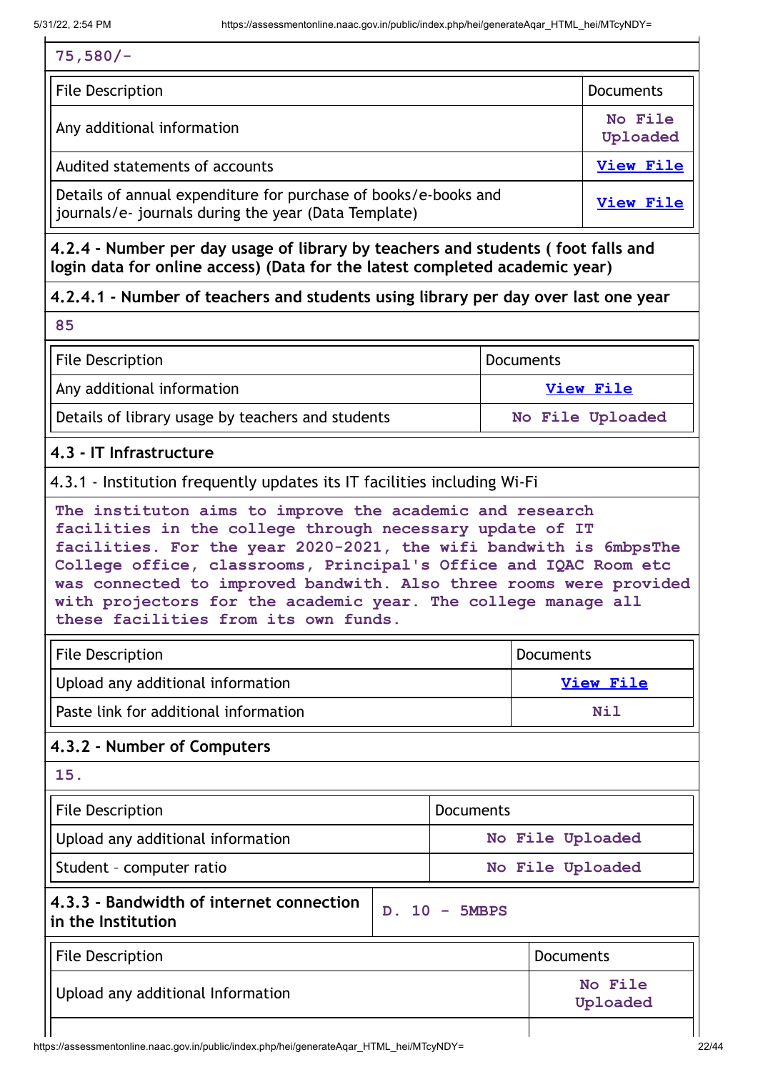75,580/-

| File Description | Documents |
|---|---|
| Any additional information | No File Uploaded |
| Audited statements of accounts | View File |
| Details of annual expenditure for purchase of books/e-books and journals/e- journals during the year (Data Template) | View File |

**4.2.4 - Number per day usage of library by teachers and students ( foot falls and login data for online access) (Data for the latest completed academic year)**

**4.2.4.1 - Number of teachers and students using library per day over last one year**

85

| File Description | Documents |
|---|---|
| Any additional information | View File |
| Details of library usage by teachers and students | No File Uploaded |

**4.3 - IT Infrastructure**

4.3.1 - Institution frequently updates its IT facilities including Wi-Fi

The instituton aims to improve the academic and research facilities in the college through necessary update of IT facilities. For the year 2020-2021, the wifi bandwith is 6mbpsThe College office, classrooms, Principal's Office and IQAC Room etc was connected to improved bandwith. Also three rooms were provided with projectors for the academic year. The college manage all these facilities from its own funds.

| File Description | Documents |
|---|---|
| Upload any additional information | View File |
| Paste link for additional information | Nil |

**4.3.2 - Number of Computers**

15.

| File Description | Documents |
|---|---|
| Upload any additional information | No File Uploaded |
| Student - computer ratio | No File Uploaded |

| **4.3.3 - Bandwidth of internet connection in the Institution** | D. 10 - 5MBPS |
|---|---|

| File Description | Documents |
|---|---|
| Upload any additional Information | No File Uploaded |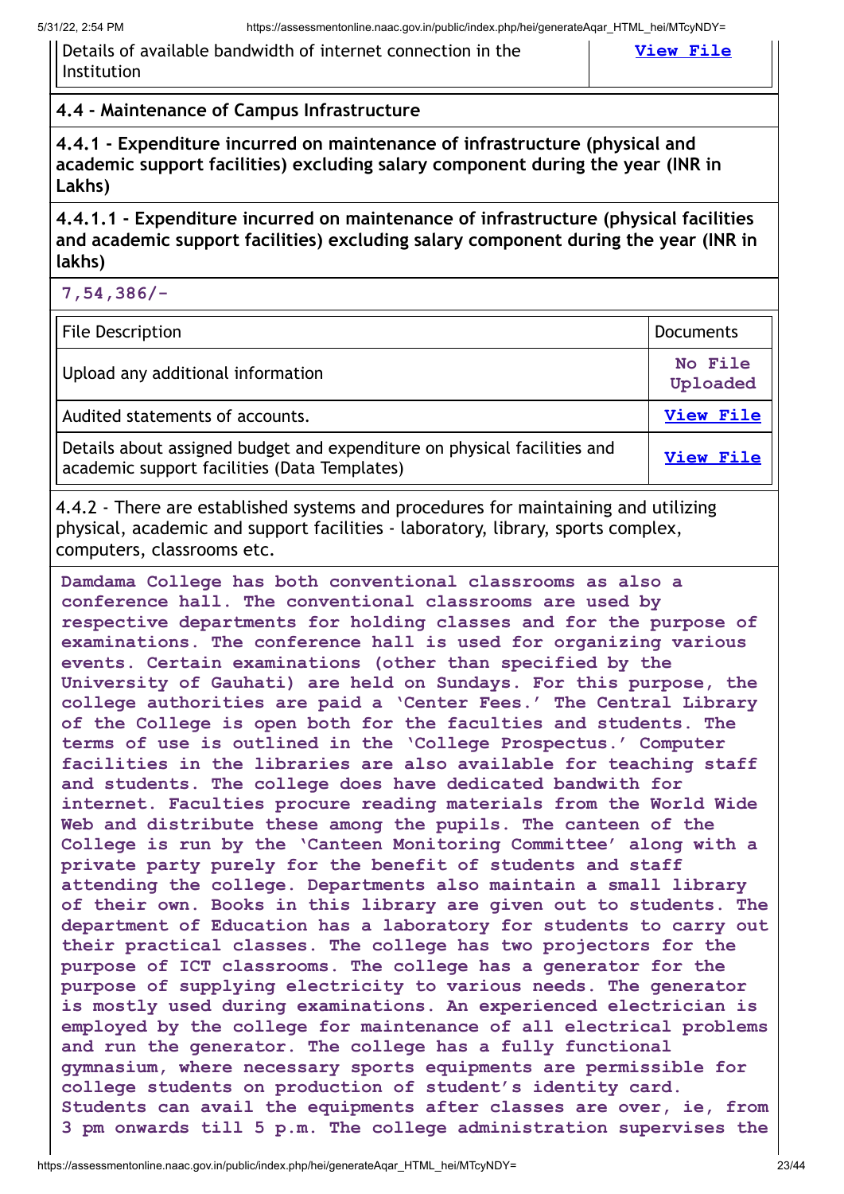| Details of available bandwidth of internet connection in the Institution | View File |
|---|---|

#### 4.4 - Maintenance of Campus Infrastructure

#### 4.4.1 - Expenditure incurred on maintenance of infrastructure (physical and academic support facilities) excluding salary component during the year (INR in Lakhs)

#### 4.4.1.1 - Expenditure incurred on maintenance of infrastructure (physical facilities and academic support facilities) excluding salary component during the year (INR in lakhs)

**7,54,386/-**

| File Description | Documents |
|---|---|
| Upload any additional information | No File Uploaded |
| Audited statements of accounts. | View File |
| Details about assigned budget and expenditure on physical facilities and academic support facilities (Data Templates) | View File |

4.4.2 - There are established systems and procedures for maintaining and utilizing physical, academic and support facilities - laboratory, library, sports complex, computers, classrooms etc.

**Damdama College has both conventional classrooms as also a conference hall. The conventional classrooms are used by respective departments for holding classes and for the purpose of examinations. The conference hall is used for organizing various events. Certain examinations (other than specified by the University of Gauhati) are held on Sundays. For this purpose, the college authorities are paid a 'Center Fees.' The Central Library of the College is open both for the faculties and students. The terms of use is outlined in the 'College Prospectus.' Computer facilities in the libraries are also available for teaching staff and students. The college does have dedicated bandwith for internet. Faculties procure reading materials from the World Wide Web and distribute these among the pupils. The canteen of the College is run by the 'Canteen Monitoring Committee' along with a private party purely for the benefit of students and staff attending the college. Departments also maintain a small library of their own. Books in this library are given out to students. The department of Education has a laboratory for students to carry out their practical classes. The college has two projectors for the purpose of ICT classrooms. The college has a generator for the purpose of supplying electricity to various needs. The generator is mostly used during examinations. An experienced electrician is employed by the college for maintenance of all electrical problems and run the generator. The college has a fully functional gymnasium, where necessary sports equipments are permissible for college students on production of student's identity card. Students can avail the equipments after classes are over, ie, from 3 pm onwards till 5 p.m. The college administration supervises the**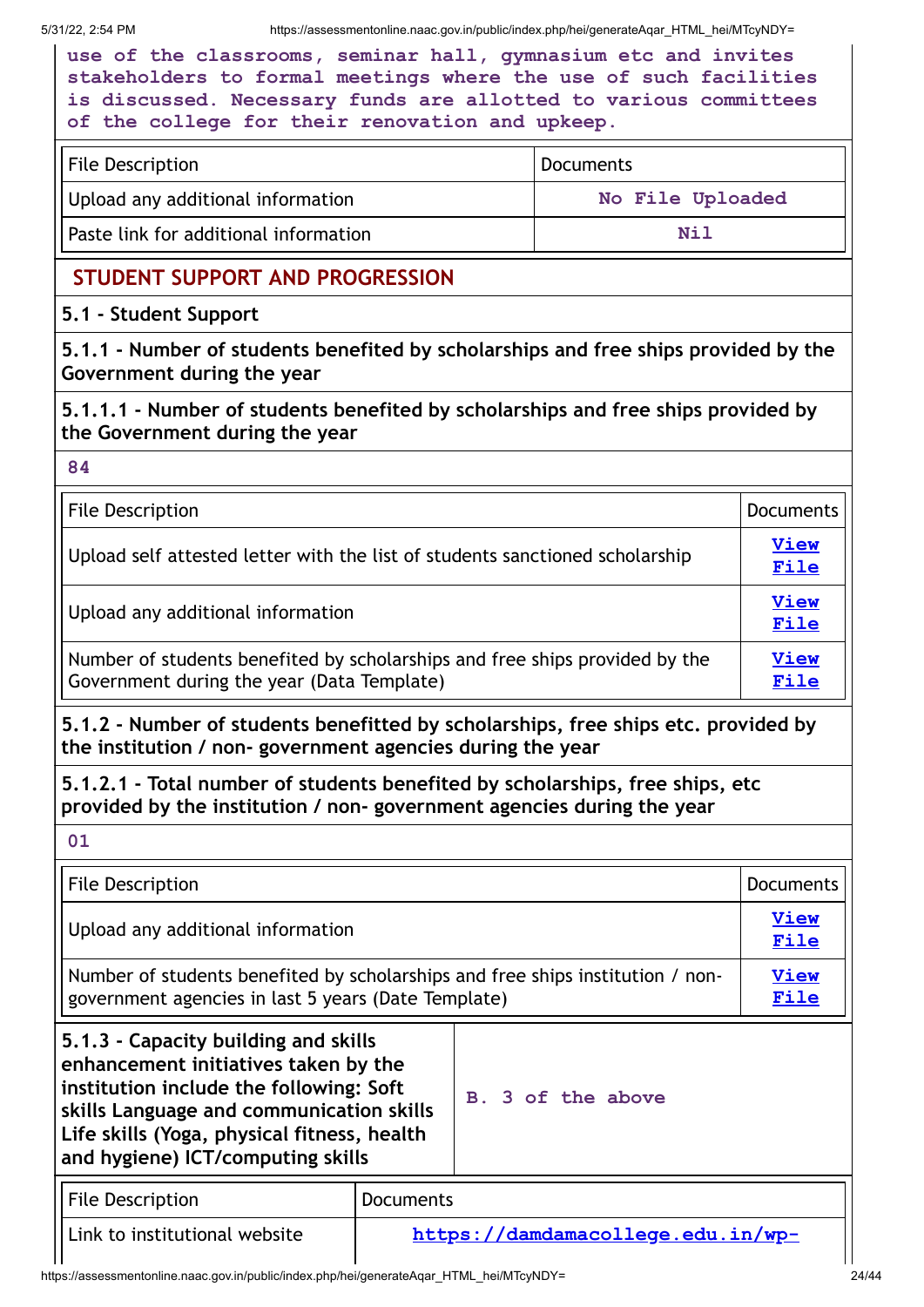use of the classrooms, seminar hall, gymnasium etc and invites stakeholders to formal meetings where the use of such facilities is discussed. Necessary funds are allotted to various committees of the college for their renovation and upkeep.

| File Description | Documents |
|---|---|
| Upload any additional information | No File Uploaded |
| Paste link for additional information | Nil |

## STUDENT SUPPORT AND PROGRESSION

### 5.1 - Student Support

**5.1.1 - Number of students benefited by scholarships and free ships provided by the Government during the year**

**5.1.1.1 - Number of students benefited by scholarships and free ships provided by the Government during the year**

84

| File Description | Documents |
|---|---|
| Upload self attested letter with the list of students sanctioned scholarship | View File |
| Upload any additional information | View File |
| Number of students benefited by scholarships and free ships provided by the Government during the year (Data Template) | View File |

**5.1.2 - Number of students benefitted by scholarships, free ships etc. provided by the institution / non- government agencies during the year**

**5.1.2.1 - Total number of students benefited by scholarships, free ships, etc provided by the institution / non- government agencies during the year**

01

| File Description | Documents |
|---|---|
| Upload any additional information | View File |
| Number of students benefited by scholarships and free ships institution / non-government agencies in last 5 years (Date Template) | View File |

| **5.1.3 - Capacity building and skills enhancement initiatives taken by the institution include the following: Soft skills Language and communication skills Life skills (Yoga, physical fitness, health and hygiene) ICT/computing skills** | B. 3 of the above |
|---|---|

| File Description | Documents |
|---|---|
| Link to institutional website | https://damdamacollege.edu.in/wp- |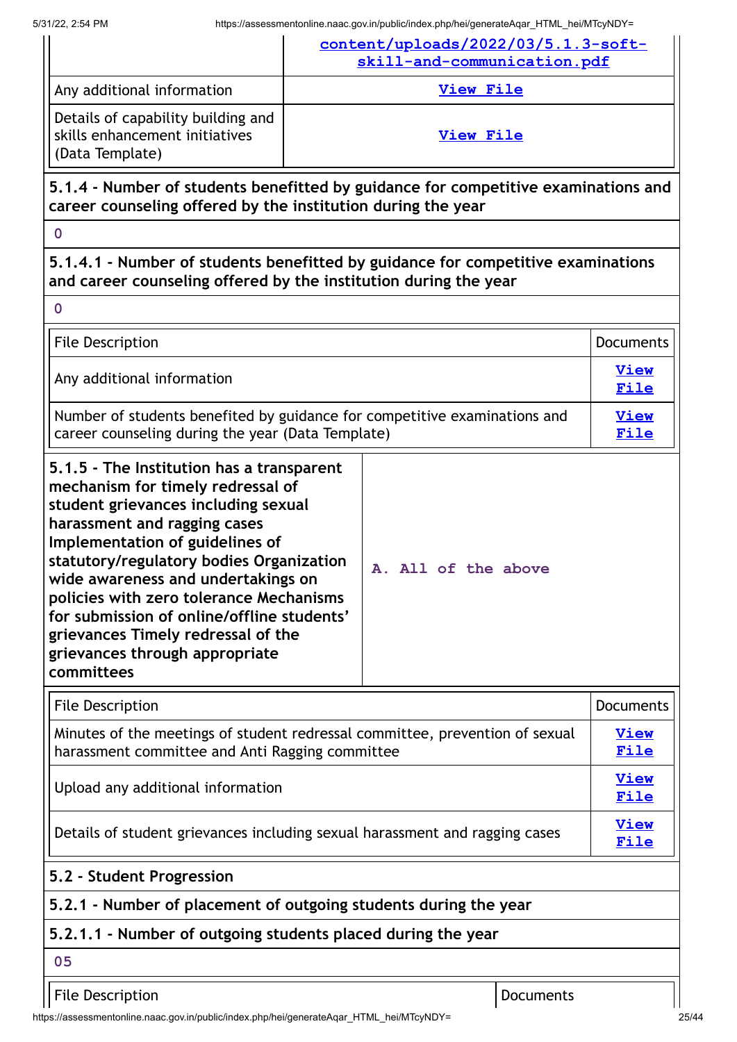| | |
|---|---|
| | content/uploads/2022/03/5.1.3-soft-skill-and-communication.pdf |
| Any additional information | View File |
| Details of capability building and skills enhancement initiatives (Data Template) | View File |

**5.1.4 - Number of students benefitted by guidance for competitive examinations and career counseling offered by the institution during the year**

0

**5.1.4.1 - Number of students benefitted by guidance for competitive examinations and career counseling offered by the institution during the year**

0

| File Description | Documents |
|---|---|
| Any additional information | View File |
| Number of students benefited by guidance for competitive examinations and career counseling during the year (Data Template) | View File |

| | |
|---|---|
| **5.1.5 - The Institution has a transparent mechanism for timely redressal of student grievances including sexual harassment and ragging cases Implementation of guidelines of statutory/regulatory bodies Organization wide awareness and undertakings on policies with zero tolerance Mechanisms for submission of online/offline students' grievances Timely redressal of the grievances through appropriate committees** | A. All of the above |

| File Description | Documents |
|---|---|
| Minutes of the meetings of student redressal committee, prevention of sexual harassment committee and Anti Ragging committee | View File |
| Upload any additional information | View File |
| Details of student grievances including sexual harassment and ragging cases | View File |

**5.2 - Student Progression**

**5.2.1 - Number of placement of outgoing students during the year**

**5.2.1.1 - Number of outgoing students placed during the year**

05

| File Description | Documents |
|---|---|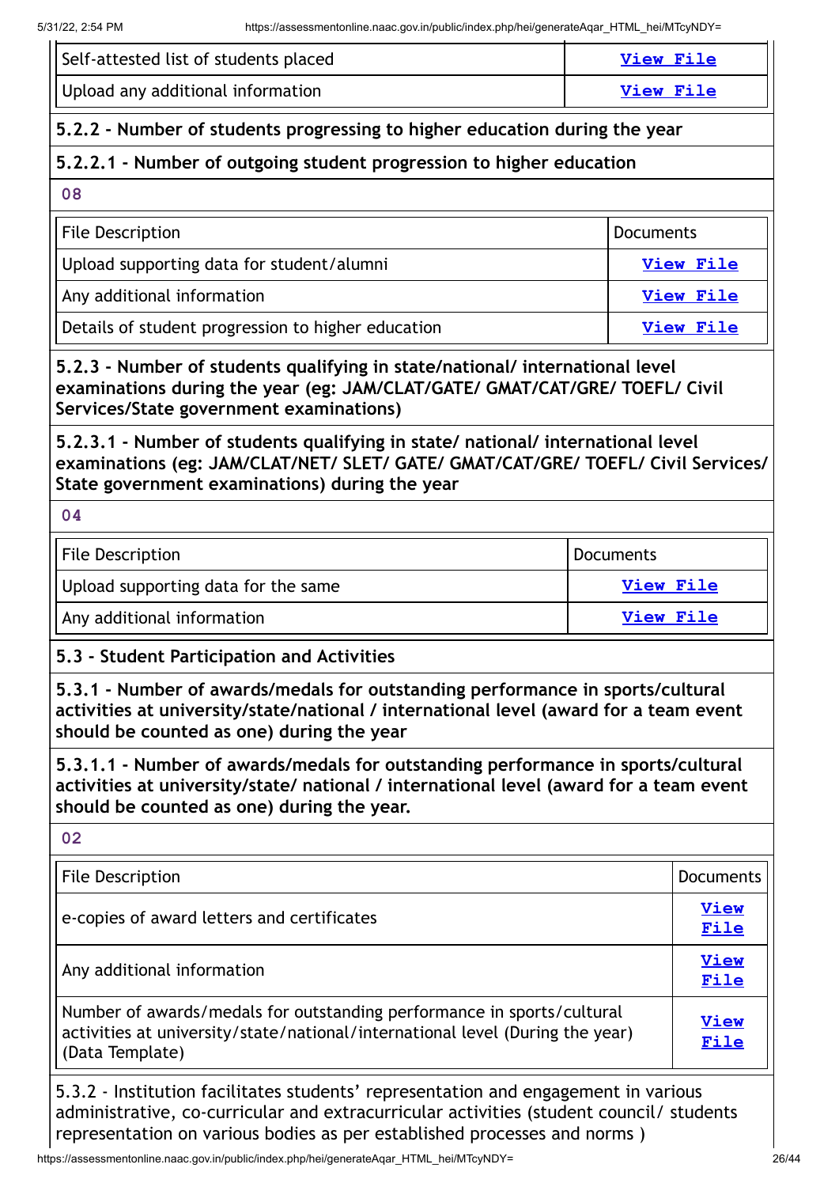| | |
|---|---|
| Self-attested list of students placed | View File |
| Upload any additional information | View File |

**5.2.2 - Number of students progressing to higher education during the year**

**5.2.2.1 - Number of outgoing student progression to higher education**

**08**

| File Description | Documents |
|---|---|
| Upload supporting data for student/alumni | View File |
| Any additional information | View File |
| Details of student progression to higher education | View File |

**5.2.3 - Number of students qualifying in state/national/ international level examinations during the year (eg: JAM/CLAT/GATE/ GMAT/CAT/GRE/ TOEFL/ Civil Services/State government examinations)**

**5.2.3.1 - Number of students qualifying in state/ national/ international level examinations (eg: JAM/CLAT/NET/ SLET/ GATE/ GMAT/CAT/GRE/ TOEFL/ Civil Services/ State government examinations) during the year**

**04**

| File Description | Documents |
|---|---|
| Upload supporting data for the same | View File |
| Any additional information | View File |

**5.3 - Student Participation and Activities**

**5.3.1 - Number of awards/medals for outstanding performance in sports/cultural activities at university/state/national / international level (award for a team event should be counted as one) during the year**

**5.3.1.1 - Number of awards/medals for outstanding performance in sports/cultural activities at university/state/ national / international level (award for a team event should be counted as one) during the year.**

**02**

| File Description | Documents |
|---|---|
| e-copies of award letters and certificates | View File |
| Any additional information | View File |
| Number of awards/medals for outstanding performance in sports/cultural activities at university/state/national/international level (During the year) (Data Template) | View File |

5.3.2 - Institution facilitates students' representation and engagement in various administrative, co-curricular and extracurricular activities (student council/ students representation on various bodies as per established processes and norms )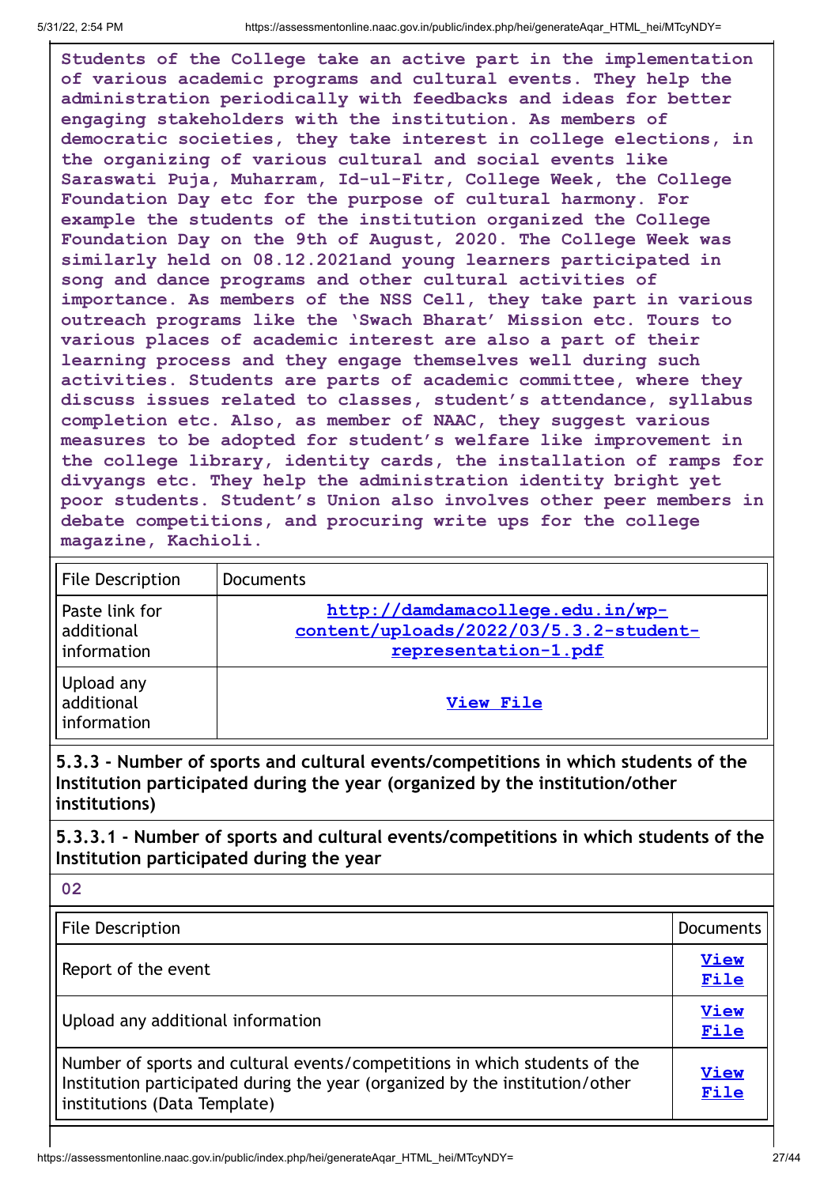**Students of the College take an active part in the implementation of various academic programs and cultural events. They help the administration periodically with feedbacks and ideas for better engaging stakeholders with the institution. As members of democratic societies, they take interest in college elections, in the organizing of various cultural and social events like Saraswati Puja, Muharram, Id-ul-Fitr, College Week, the College Foundation Day etc for the purpose of cultural harmony. For example the students of the institution organized the College Foundation Day on the 9th of August, 2020. The College Week was similarly held on 08.12.2021and young learners participated in song and dance programs and other cultural activities of importance. As members of the NSS Cell, they take part in various outreach programs like the 'Swach Bharat' Mission etc. Tours to various places of academic interest are also a part of their learning process and they engage themselves well during such activities. Students are parts of academic committee, where they discuss issues related to classes, student's attendance, syllabus completion etc. Also, as member of NAAC, they suggest various measures to be adopted for student's welfare like improvement in the college library, identity cards, the installation of ramps for divyangs etc. They help the administration identity bright yet poor students. Student's Union also involves other peer members in debate competitions, and procuring write ups for the college magazine, Kachioli.**

| File Description | Documents |
|---|---|
| Paste link for additional information | http://damdamacollege.edu.in/wp-content/uploads/2022/03/5.3.2-student-representation-1.pdf |
| Upload any additional information | View File |

**5.3.3 - Number of sports and cultural events/competitions in which students of the Institution participated during the year (organized by the institution/other institutions)**

**5.3.3.1 - Number of sports and cultural events/competitions in which students of the Institution participated during the year**

**02**

| File Description | Documents |
|---|---|
| Report of the event | View File |
| Upload any additional information | View File |
| Number of sports and cultural events/competitions in which students of the Institution participated during the year (organized by the institution/other institutions (Data Template) | View File |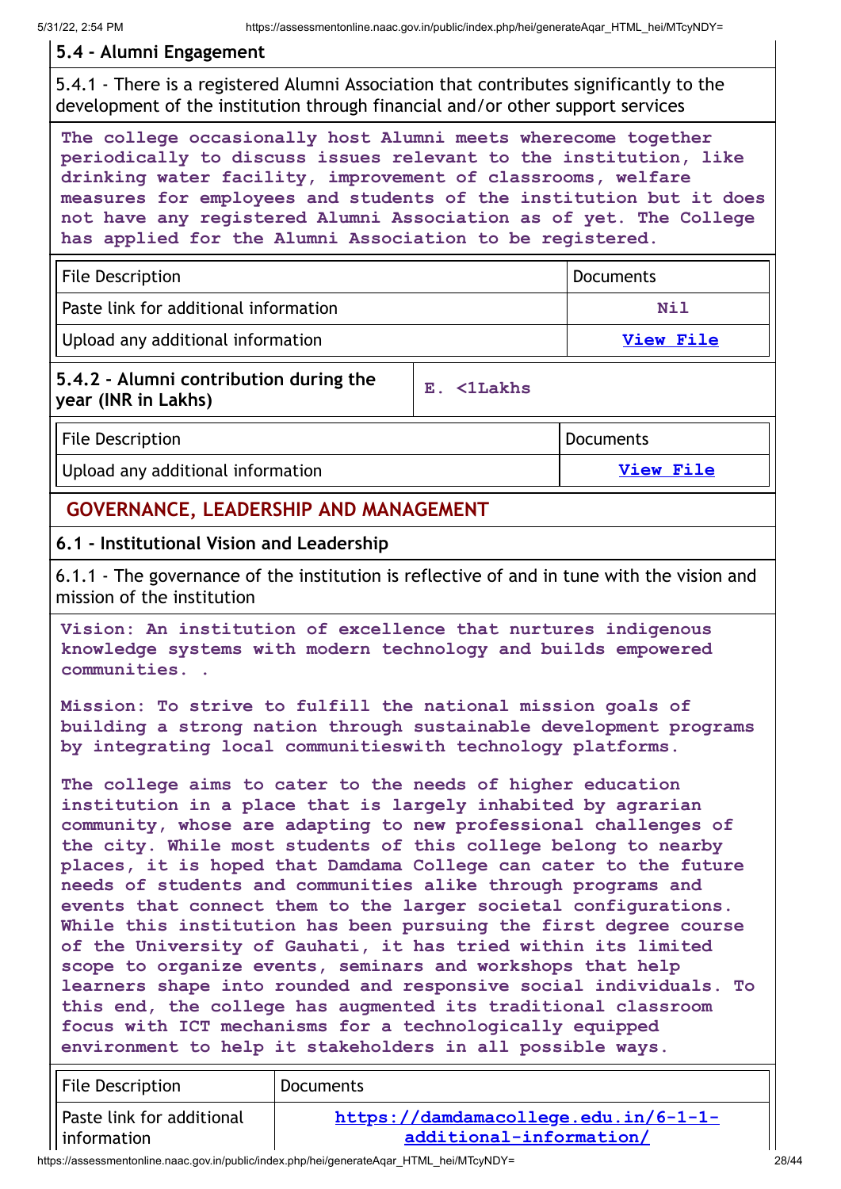### 5.4 - Alumni Engagement

5.4.1 - There is a registered Alumni Association that contributes significantly to the development of the institution through financial and/or other support services

**The college occasionally host Alumni meets wherecome together periodically to discuss issues relevant to the institution, like drinking water facility, improvement of classrooms, welfare measures for employees and students of the institution but it does not have any registered Alumni Association as of yet. The College has applied for the Alumni Association to be registered.**

| File Description | Documents |
|---|---|
| Paste link for additional information | Nil |
| Upload any additional information | View File |

| 5.4.2 - Alumni contribution during the year (INR in Lakhs) | E. <1Lakhs |
|---|---|

| File Description | Documents |
|---|---|
| Upload any additional information | View File |

## GOVERNANCE, LEADERSHIP AND MANAGEMENT

### 6.1 - Institutional Vision and Leadership

6.1.1 - The governance of the institution is reflective of and in tune with the vision and mission of the institution

**Vision: An institution of excellence that nurtures indigenous knowledge systems with modern technology and builds empowered communities. .**

**Mission: To strive to fulfill the national mission goals of building a strong nation through sustainable development programs by integrating local communitieswith technology platforms.**

**The college aims to cater to the needs of higher education institution in a place that is largely inhabited by agrarian community, whose are adapting to new professional challenges of the city. While most students of this college belong to nearby places, it is hoped that Damdama College can cater to the future needs of students and communities alike through programs and events that connect them to the larger societal configurations. While this institution has been pursuing the first degree course of the University of Gauhati, it has tried within its limited scope to organize events, seminars and workshops that help learners shape into rounded and responsive social individuals. To this end, the college has augmented its traditional classroom focus with ICT mechanisms for a technologically equipped environment to help it stakeholders in all possible ways.**

| File Description | Documents |
|---|---|
| Paste link for additional information | https://damdamacollege.edu.in/6-1-1-additional-information/ |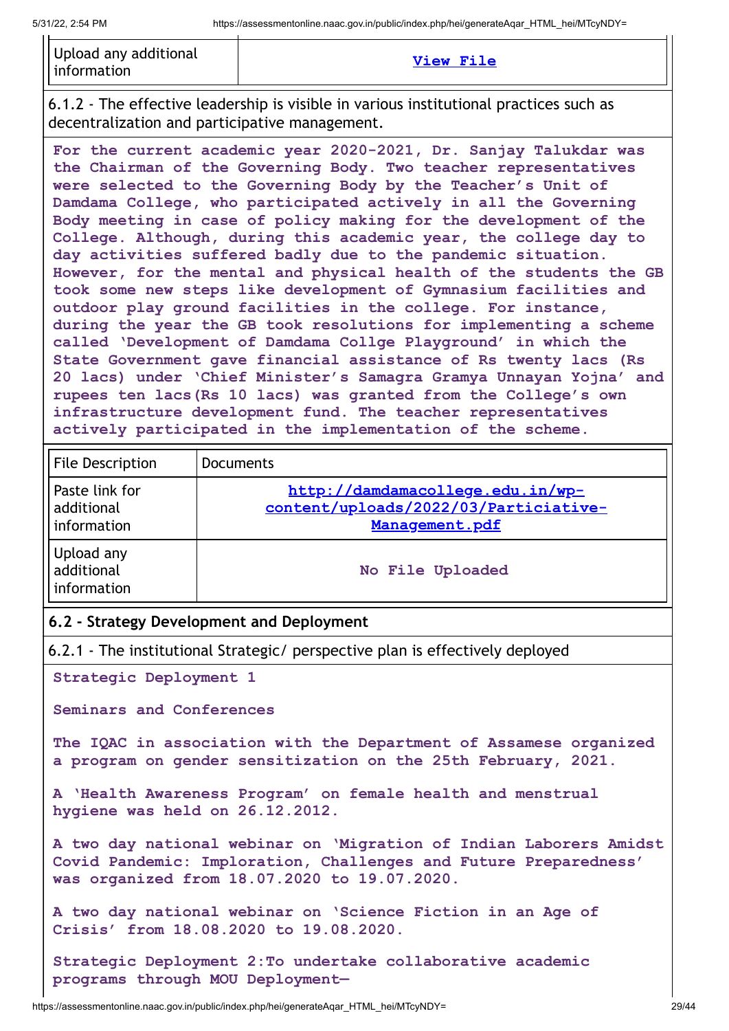| Upload any additional information | View File |
|---|---|

6.1.2 - The effective leadership is visible in various institutional practices such as decentralization and participative management.

For the current academic year 2020-2021, Dr. Sanjay Talukdar was the Chairman of the Governing Body. Two teacher representatives were selected to the Governing Body by the Teacher's Unit of Damdama College, who participated actively in all the Governing Body meeting in case of policy making for the development of the College. Although, during this academic year, the college day to day activities suffered badly due to the pandemic situation. However, for the mental and physical health of the students the GB took some new steps like development of Gymnasium facilities and outdoor play ground facilities in the college. For instance, during the year the GB took resolutions for implementing a scheme called 'Development of Damdama Collge Playground' in which the State Government gave financial assistance of Rs twenty lacs (Rs 20 lacs) under 'Chief Minister's Samagra Gramya Unnayan Yojna' and rupees ten lacs(Rs 10 lacs) was granted from the College's own infrastructure development fund. The teacher representatives actively participated in the implementation of the scheme.

| File Description | Documents |
|---|---|
| Paste link for additional information | http://damdamacollege.edu.in/wp-content/uploads/2022/03/Particiative-Management.pdf |
| Upload any additional information | No File Uploaded |

## 6.2 - Strategy Development and Deployment

6.2.1 - The institutional Strategic/ perspective plan is effectively deployed

Strategic Deployment 1

Seminars and Conferences

The IQAC in association with the Department of Assamese organized a program on gender sensitization on the 25th February, 2021.

A 'Health Awareness Program' on female health and menstrual hygiene was held on 26.12.2012.

A two day national webinar on 'Migration of Indian Laborers Amidst Covid Pandemic: Imploration, Challenges and Future Preparedness' was organized from 18.07.2020 to 19.07.2020.

A two day national webinar on 'Science Fiction in an Age of Crisis' from 18.08.2020 to 19.08.2020.

Strategic Deployment 2:To undertake collaborative academic programs through MOU Deployment—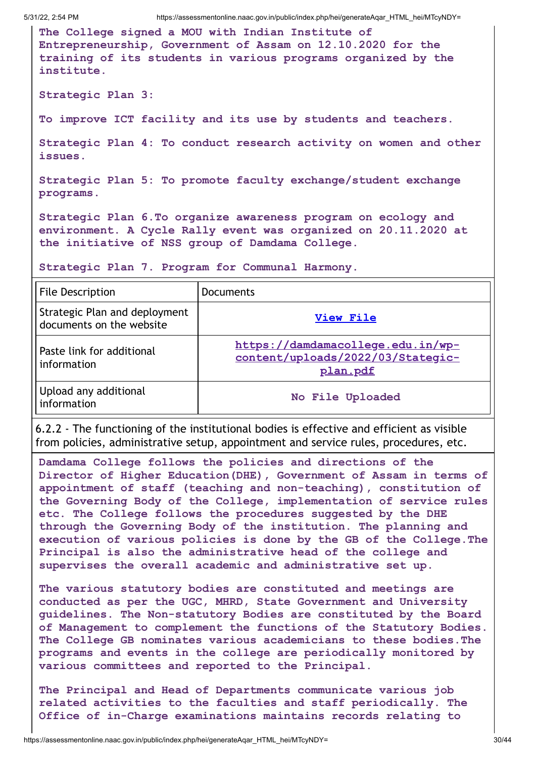The College signed a MOU with Indian Institute of Entrepreneurship, Government of Assam on 12.10.2020 for the training of its students in various programs organized by the institute.

Strategic Plan 3:

To improve ICT facility and its use by students and teachers.

Strategic Plan 4: To conduct research activity on women and other issues.

Strategic Plan 5: To promote faculty exchange/student exchange programs.

Strategic Plan 6.To organize awareness program on ecology and environment. A Cycle Rally event was organized on 20.11.2020 at the initiative of NSS group of Damdama College.

Strategic Plan 7. Program for Communal Harmony.

| File Description | Documents |
| --- | --- |
| Strategic Plan and deployment documents on the website | View File |
| Paste link for additional information | https://damdamacollege.edu.in/wp-content/uploads/2022/03/Stategic-plan.pdf |
| Upload any additional information | No File Uploaded |

6.2.2 - The functioning of the institutional bodies is effective and efficient as visible from policies, administrative setup, appointment and service rules, procedures, etc.

Damdama College follows the policies and directions of the Director of Higher Education(DHE), Government of Assam in terms of appointment of staff (teaching and non-teaching), constitution of the Governing Body of the College, implementation of service rules etc. The College follows the procedures suggested by the DHE through the Governing Body of the institution. The planning and execution of various policies is done by the GB of the College.The Principal is also the administrative head of the college and supervises the overall academic and administrative set up.

The various statutory bodies are constituted and meetings are conducted as per the UGC, MHRD, State Government and University guidelines. The Non-statutory Bodies are constituted by the Board of Management to complement the functions of the Statutory Bodies. The College GB nominates various academicians to these bodies.The programs and events in the college are periodically monitored by various committees and reported to the Principal.

The Principal and Head of Departments communicate various job related activities to the faculties and staff periodically. The Office of in-Charge examinations maintains records relating to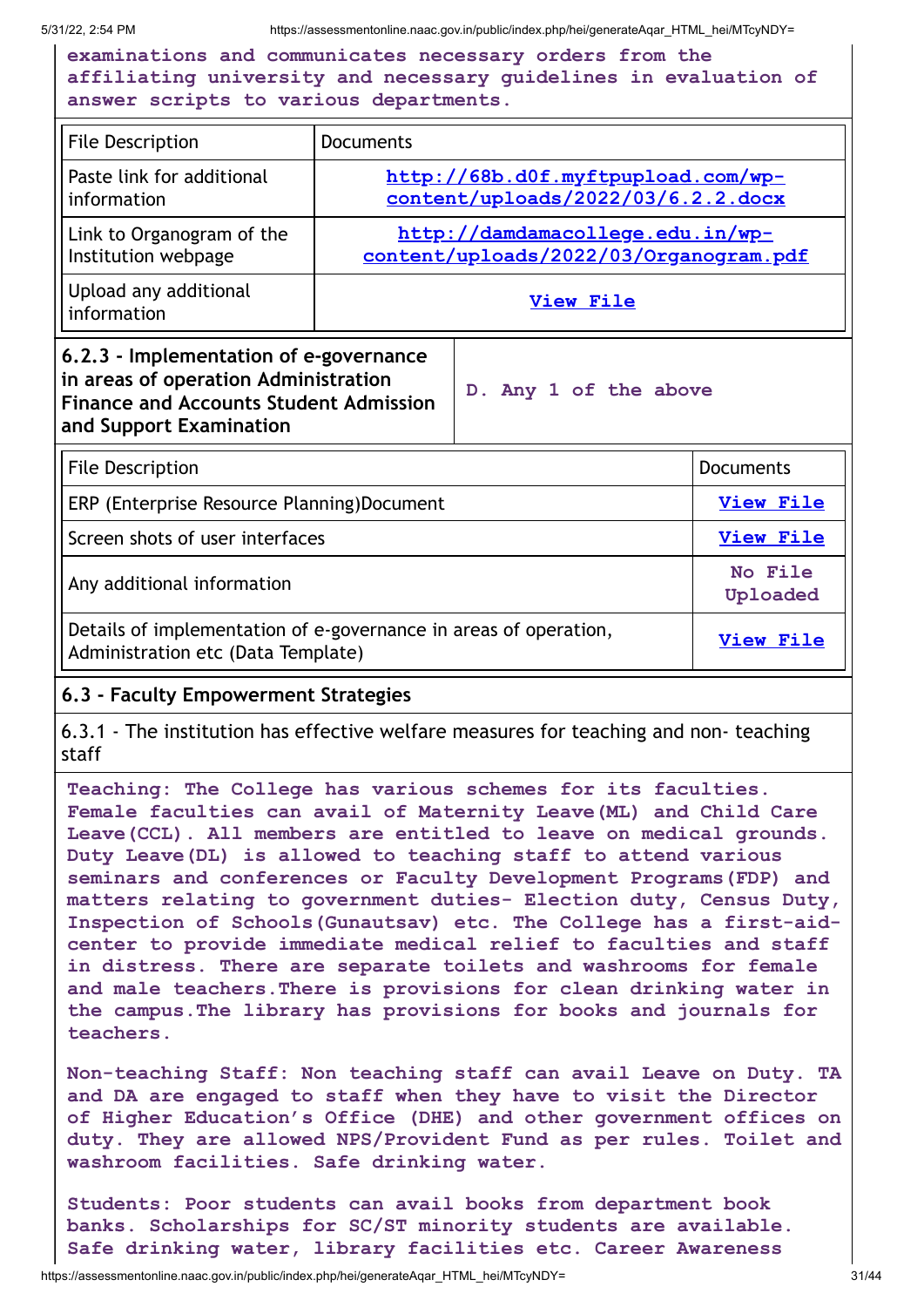**examinations and communicates necessary orders from the affiliating university and necessary guidelines in evaluation of answer scripts to various departments.**

| File Description | Documents |
|---|---|
| Paste link for additional information | http://68b.d0f.myftpupload.com/wp-content/uploads/2022/03/6.2.2.docx |
| Link to Organogram of the Institution webpage | http://damdamacollege.edu.in/wp-content/uploads/2022/03/Organogram.pdf |
| Upload any additional information | View File |

| 6.2.3 - Implementation of e-governance in areas of operation Administration Finance and Accounts Student Admission and Support Examination | D. Any 1 of the above |
|---|---|

| File Description | Documents |
|---|---|
| ERP (Enterprise Resource Planning)Document | View File |
| Screen shots of user interfaces | View File |
| Any additional information | No File Uploaded |
| Details of implementation of e-governance in areas of operation, Administration etc (Data Template) | View File |

## 6.3 - Faculty Empowerment Strategies

6.3.1 - The institution has effective welfare measures for teaching and non- teaching staff

**Teaching: The College has various schemes for its faculties. Female faculties can avail of Maternity Leave(ML) and Child Care Leave(CCL). All members are entitled to leave on medical grounds. Duty Leave(DL) is allowed to teaching staff to attend various seminars and conferences or Faculty Development Programs(FDP) and matters relating to government duties- Election duty, Census Duty, Inspection of Schools(Gunautsav) etc. The College has a first-aid-center to provide immediate medical relief to faculties and staff in distress. There are separate toilets and washrooms for female and male teachers.There is provisions for clean drinking water in the campus.The library has provisions for books and journals for teachers.**

**Non-teaching Staff: Non teaching staff can avail Leave on Duty. TA and DA are engaged to staff when they have to visit the Director of Higher Education's Office (DHE) and other government offices on duty. They are allowed NPS/Provident Fund as per rules. Toilet and washroom facilities. Safe drinking water.**

**Students: Poor students can avail books from department book banks. Scholarships for SC/ST minority students are available. Safe drinking water, library facilities etc. Career Awareness**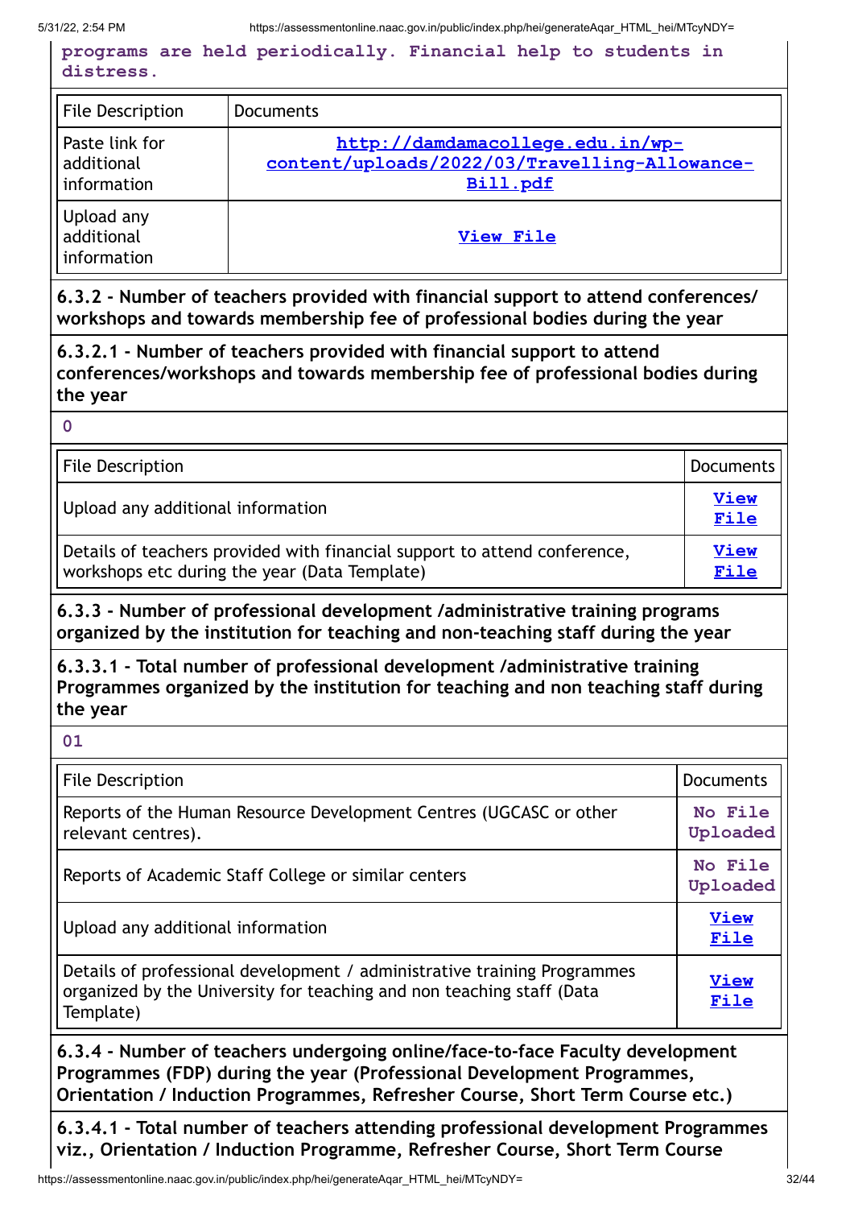**programs are held periodically. Financial help to students in distress.**

| File Description | Documents |
|---|---|
| Paste link for additional information | http://damdamacollege.edu.in/wp-content/uploads/2022/03/Travelling-Allowance-Bill.pdf |
| Upload any additional information | View File |

**6.3.2 - Number of teachers provided with financial support to attend conferences/ workshops and towards membership fee of professional bodies during the year**

**6.3.2.1 - Number of teachers provided with financial support to attend conferences/workshops and towards membership fee of professional bodies during the year**

**0**

| File Description | Documents |
|---|---|
| Upload any additional information | View File |
| Details of teachers provided with financial support to attend conference, workshops etc during the year (Data Template) | View File |

**6.3.3 - Number of professional development /administrative training programs organized by the institution for teaching and non-teaching staff during the year**

**6.3.3.1 - Total number of professional development /administrative training Programmes organized by the institution for teaching and non teaching staff during the year**

**01**

| File Description | Documents |
|---|---|
| Reports of the Human Resource Development Centres (UGCASC or other relevant centres). | No File Uploaded |
| Reports of Academic Staff College or similar centers | No File Uploaded |
| Upload any additional information | View File |
| Details of professional development / administrative training Programmes organized by the University for teaching and non teaching staff (Data Template) | View File |

**6.3.4 - Number of teachers undergoing online/face-to-face Faculty development Programmes (FDP) during the year (Professional Development Programmes, Orientation / Induction Programmes, Refresher Course, Short Term Course etc.)**

**6.3.4.1 - Total number of teachers attending professional development Programmes viz., Orientation / Induction Programme, Refresher Course, Short Term Course**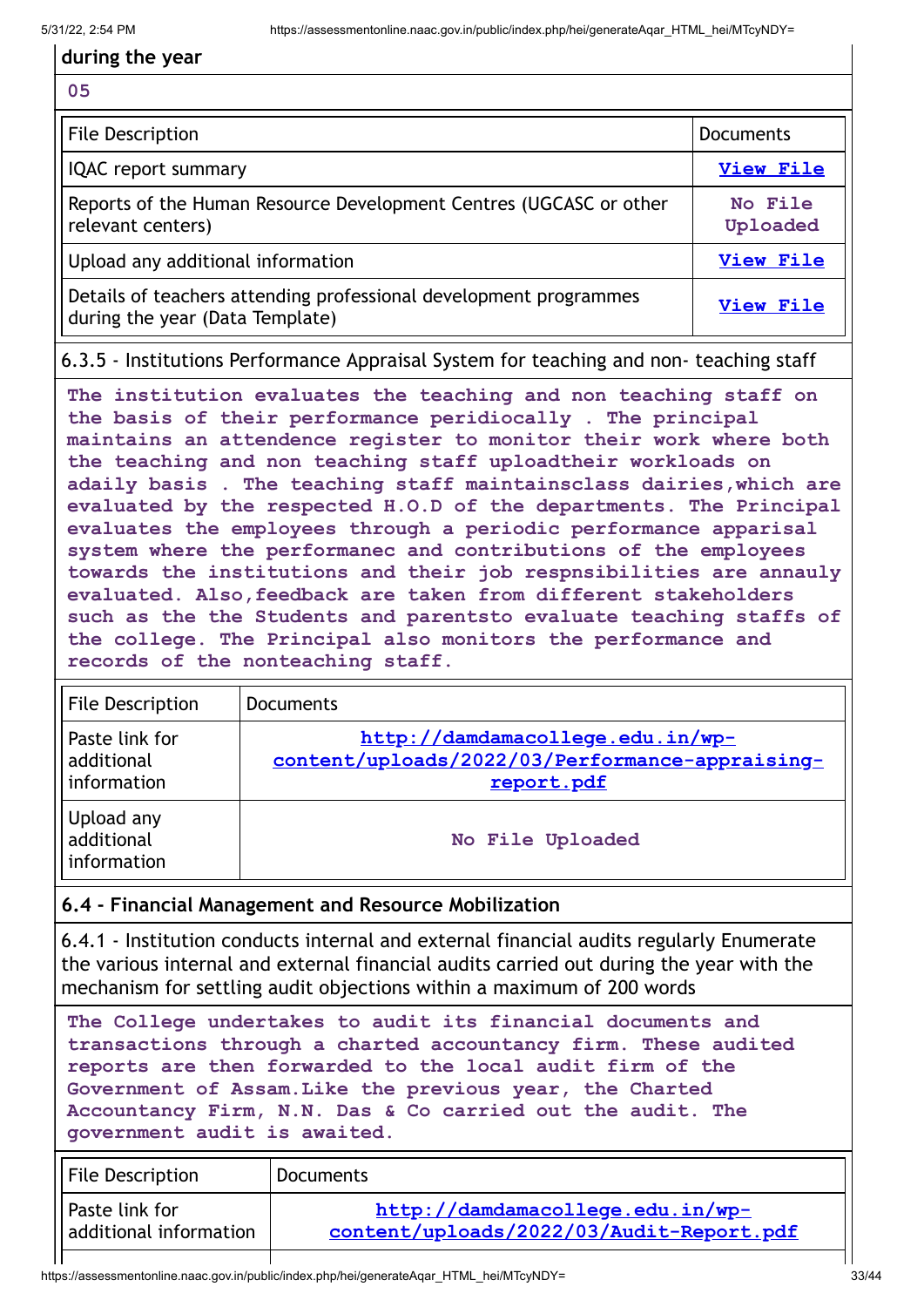**during the year**

05

| File Description | Documents |
| --- | --- |
| IQAC report summary | View File |
| Reports of the Human Resource Development Centres (UGCASC or other relevant centers) | No File Uploaded |
| Upload any additional information | View File |
| Details of teachers attending professional development programmes during the year (Data Template) | View File |

6.3.5 - Institutions Performance Appraisal System for teaching and non- teaching staff

The institution evaluates the teaching and non teaching staff on the basis of their performance peridiocally . The principal maintains an attendence register to monitor their work where both the teaching and non teaching staff uploadtheir workloads on adaily basis . The teaching staff maintainsclass dairies,which are evaluated by the respected H.O.D of the departments. The Principal evaluates the employees through a periodic performance apparisal system where the performanec and contributions of the employees towards the institutions and their job respnsibilities are annauly evaluated. Also,feedback are taken from different stakeholders such as the the Students and parentsto evaluate teaching staffs of the college. The Principal also monitors the performance and records of the nonteaching staff.

| File Description | Documents |
| --- | --- |
| Paste link for additional information | http://damdamacollege.edu.in/wp-content/uploads/2022/03/Performance-appraising-report.pdf |
| Upload any additional information | No File Uploaded |

**6.4 - Financial Management and Resource Mobilization**

6.4.1 - Institution conducts internal and external financial audits regularly Enumerate the various internal and external financial audits carried out during the year with the mechanism for settling audit objections within a maximum of 200 words

The College undertakes to audit its financial documents and transactions through a charted accountancy firm. These audited reports are then forwarded to the local audit firm of the Government of Assam.Like the previous year, the Charted Accountancy Firm, N.N. Das & Co carried out the audit. The government audit is awaited.

| File Description | Documents |
| --- | --- |
| Paste link for additional information | http://damdamacollege.edu.in/wp-content/uploads/2022/03/Audit-Report.pdf |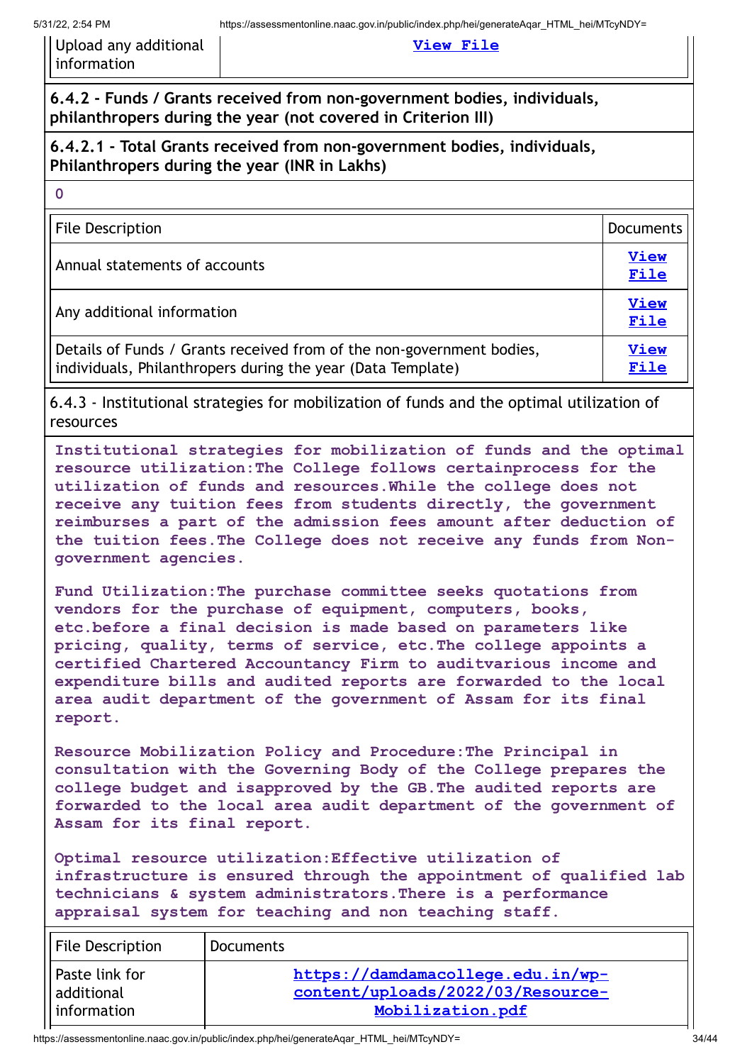| Upload any additional information | View File |
|---|---|

**6.4.2 - Funds / Grants received from non-government bodies, individuals, philanthropers during the year (not covered in Criterion III)**

**6.4.2.1 - Total Grants received from non-government bodies, individuals, Philanthropers during the year (INR in Lakhs)**

0

| File Description | Documents |
|---|---|
| Annual statements of accounts | View File |
| Any additional information | View File |
| Details of Funds / Grants received from of the non-government bodies, individuals, Philanthropers during the year (Data Template) | View File |

6.4.3 - Institutional strategies for mobilization of funds and the optimal utilization of resources

**Institutional strategies for mobilization of funds and the optimal resource utilization:The College follows certainprocess for the utilization of funds and resources.While the college does not receive any tuition fees from students directly, the government reimburses a part of the admission fees amount after deduction of the tuition fees.The College does not receive any funds from Non-government agencies.**

**Fund Utilization:The purchase committee seeks quotations from vendors for the purchase of equipment, computers, books, etc.before a final decision is made based on parameters like pricing, quality, terms of service, etc.The college appoints a certified Chartered Accountancy Firm to auditvarious income and expenditure bills and audited reports are forwarded to the local area audit department of the government of Assam for its final report.**

**Resource Mobilization Policy and Procedure:The Principal in consultation with the Governing Body of the College prepares the college budget and isapproved by the GB.The audited reports are forwarded to the local area audit department of the government of Assam for its final report.**

**Optimal resource utilization:Effective utilization of infrastructure is ensured through the appointment of qualified lab technicians & system administrators.There is a performance appraisal system for teaching and non teaching staff.**

| File Description | Documents |
|---|---|
| Paste link for additional information | https://damdamacollege.edu.in/wp-content/uploads/2022/03/Resource-Mobilization.pdf |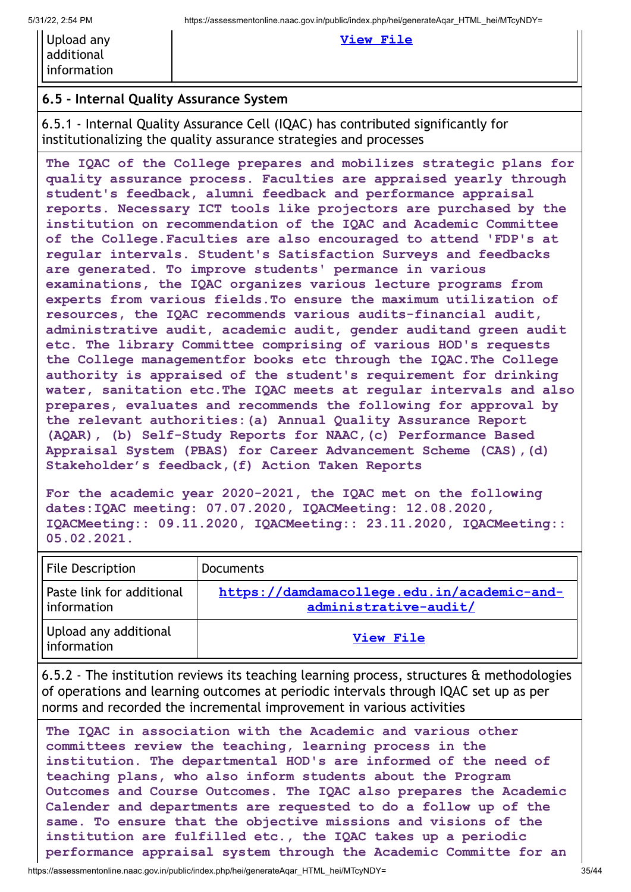| Upload any additional information | [View File]() |
|---|---|

### 6.5 - Internal Quality Assurance System

6.5.1 - Internal Quality Assurance Cell (IQAC) has contributed significantly for institutionalizing the quality assurance strategies and processes

**The IQAC of the College prepares and mobilizes strategic plans for quality assurance process. Faculties are appraised yearly through student's feedback, alumni feedback and performance appraisal reports. Necessary ICT tools like projectors are purchased by the institution on recommendation of the IQAC and Academic Committee of the College.Faculties are also encouraged to attend 'FDP's at regular intervals. Student's Satisfaction Surveys and feedbacks are generated. To improve students' permance in various examinations, the IQAC organizes various lecture programs from experts from various fields.To ensure the maximum utilization of resources, the IQAC recommends various audits-financial audit, administrative audit, academic audit, gender auditand green audit etc. The library Committee comprising of various HOD's requests the College managementfor books etc through the IQAC.The College authority is appraised of the student's requirement for drinking water, sanitation etc.The IQAC meets at regular intervals and also prepares, evaluates and recommends the following for approval by the relevant authorities:(a) Annual Quality Assurance Report (AQAR), (b) Self-Study Reports for NAAC,(c) Performance Based Appraisal System (PBAS) for Career Advancement Scheme (CAS),(d) Stakeholder's feedback,(f) Action Taken Reports**

**For the academic year 2020-2021, the IQAC met on the following dates:IQAC meeting: 07.07.2020, IQACMeeting: 12.08.2020, IQACMeeting:: 09.11.2020, IQACMeeting:: 23.11.2020, IQACMeeting:: 05.02.2021.**

| File Description | Documents |
|---|---|
| Paste link for additional information | [https://damdamacollege.edu.in/academic-and-administrative-audit/](https://damdamacollege.edu.in/academic-and-administrative-audit/) |
| Upload any additional information | [View File]() |

6.5.2 - The institution reviews its teaching learning process, structures & methodologies of operations and learning outcomes at periodic intervals through IQAC set up as per norms and recorded the incremental improvement in various activities

**The IQAC in association with the Academic and various other committees review the teaching, learning process in the institution. The departmental HOD's are informed of the need of teaching plans, who also inform students about the Program Outcomes and Course Outcomes. The IQAC also prepares the Academic Calender and departments are requested to do a follow up of the same. To ensure that the objective missions and visions of the institution are fulfilled etc., the IQAC takes up a periodic performance appraisal system through the Academic Committe for an**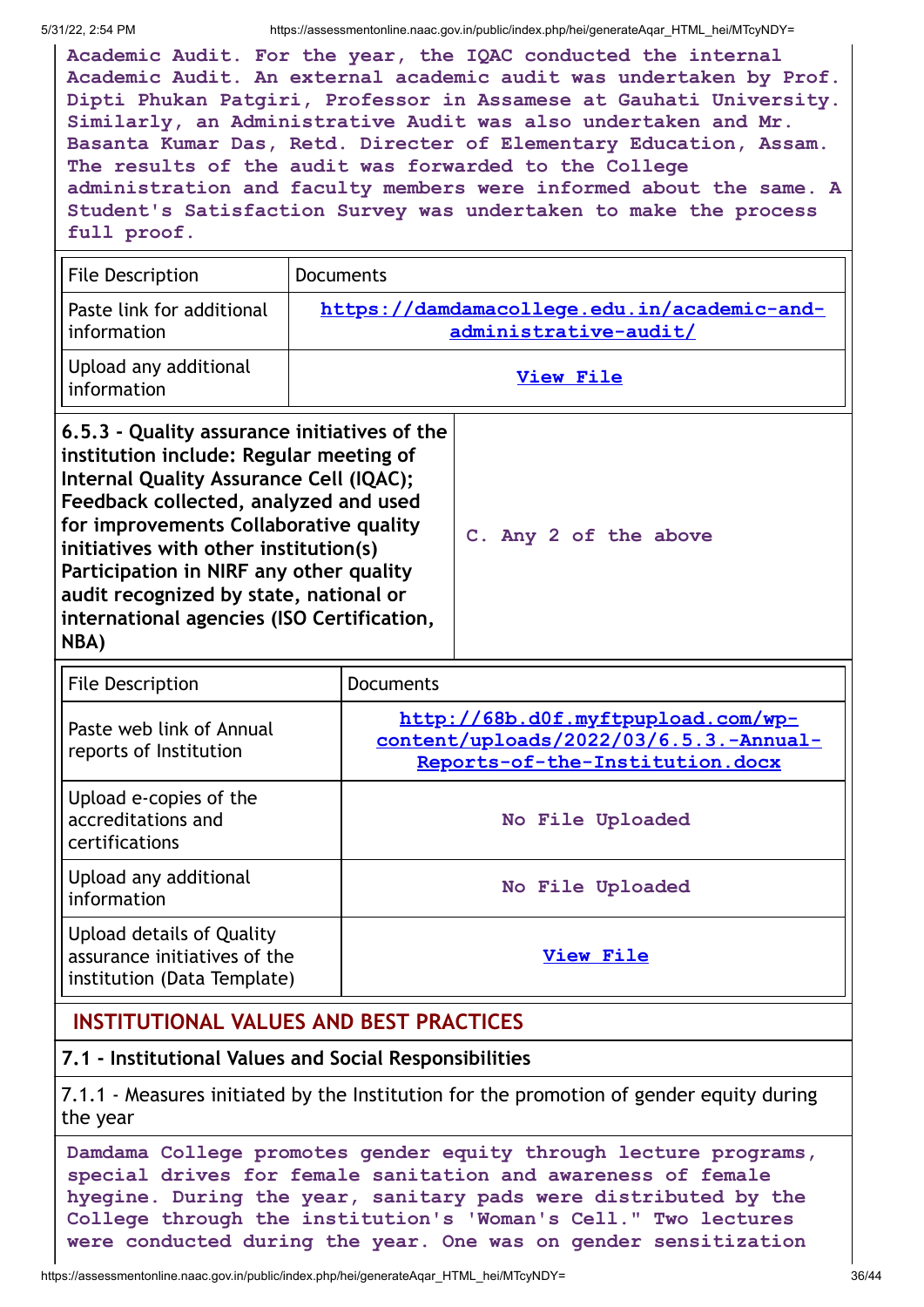Academic Audit. For the year, the IQAC conducted the internal Academic Audit. An external academic audit was undertaken by Prof. Dipti Phukan Patgiri, Professor in Assamese at Gauhati University. Similarly, an Administrative Audit was also undertaken and Mr. Basanta Kumar Das, Retd. Directer of Elementary Education, Assam. The results of the audit was forwarded to the College administration and faculty members were informed about the same. A Student's Satisfaction Survey was undertaken to make the process full proof.

| File Description | Documents |
| --- | --- |
| Paste link for additional information | https://damdamacollege.edu.in/academic-and-administrative-audit/ |
| Upload any additional information | View File |

| 6.5.3 - Quality assurance initiatives of the institution include: Regular meeting of Internal Quality Assurance Cell (IQAC); Feedback collected, analyzed and used for improvements Collaborative quality initiatives with other institution(s) Participation in NIRF any other quality audit recognized by state, national or international agencies (ISO Certification, NBA) | C. Any 2 of the above |
| --- | --- |

| File Description | Documents |
| --- | --- |
| Paste web link of Annual reports of Institution | http://68b.d0f.myftpupload.com/wp-content/uploads/2022/03/6.5.3.-Annual-Reports-of-the-Institution.docx |
| Upload e-copies of the accreditations and certifications | No File Uploaded |
| Upload any additional information | No File Uploaded |
| Upload details of Quality assurance initiatives of the institution (Data Template) | View File |

## INSTITUTIONAL VALUES AND BEST PRACTICES

### 7.1 - Institutional Values and Social Responsibilities

7.1.1 - Measures initiated by the Institution for the promotion of gender equity during the year

Damdama College promotes gender equity through lecture programs, special drives for female sanitation and awareness of female hyegine. During the year, sanitary pads were distributed by the College through the institution's 'Woman's Cell." Two lectures were conducted during the year. One was on gender sensitization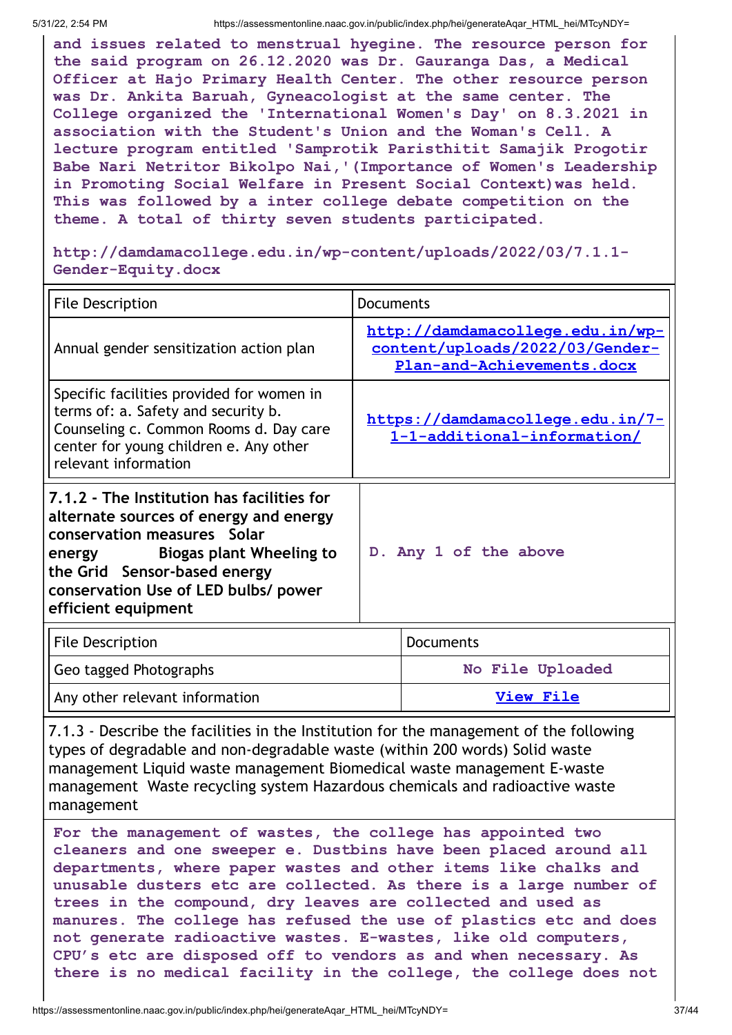**and issues related to menstrual hyegine. The resource person for the said program on 26.12.2020 was Dr. Gauranga Das, a Medical Officer at Hajo Primary Health Center. The other resource person was Dr. Ankita Baruah, Gyneacologist at the same center. The College organized the 'International Women's Day' on 8.3.2021 in association with the Student's Union and the Woman's Cell. A lecture program entitled 'Samprotik Paristhitit Samajik Progotir Babe Nari Netritor Bikolpo Nai,'(Importance of Women's Leadership in Promoting Social Welfare in Present Social Context)was held. This was followed by a inter college debate competition on the theme. A total of thirty seven students participated.**

**http://damdamacollege.edu.in/wp-content/uploads/2022/03/7.1.1-Gender-Equity.docx**

| File Description | Documents |
|---|---|
| Annual gender sensitization action plan | http://damdamacollege.edu.in/wp-content/uploads/2022/03/Gender-Plan-and-Achievements.docx |
| Specific facilities provided for women in terms of: a. Safety and security b. Counseling c. Common Rooms d. Day care center for young children e. Any other relevant information | https://damdamacollege.edu.in/7-1-1-additional-information/ |

| 7.1.2 - The Institution has facilities for alternate sources of energy and energy conservation measures Solar energy Biogas plant Wheeling to the Grid Sensor-based energy conservation Use of LED bulbs/ power efficient equipment | D. Any 1 of the above |
|---|---|

| File Description | Documents |
|---|---|
| Geo tagged Photographs | No File Uploaded |
| Any other relevant information | View File |

7.1.3 - Describe the facilities in the Institution for the management of the following types of degradable and non-degradable waste (within 200 words) Solid waste management Liquid waste management Biomedical waste management E-waste management Waste recycling system Hazardous chemicals and radioactive waste management

**For the management of wastes, the college has appointed two cleaners and one sweeper e. Dustbins have been placed around all departments, where paper wastes and other items like chalks and unusable dusters etc are collected. As there is a large number of trees in the compound, dry leaves are collected and used as manures. The college has refused the use of plastics etc and does not generate radioactive wastes. E-wastes, like old computers, CPU's etc are disposed off to vendors as and when necessary. As there is no medical facility in the college, the college does not**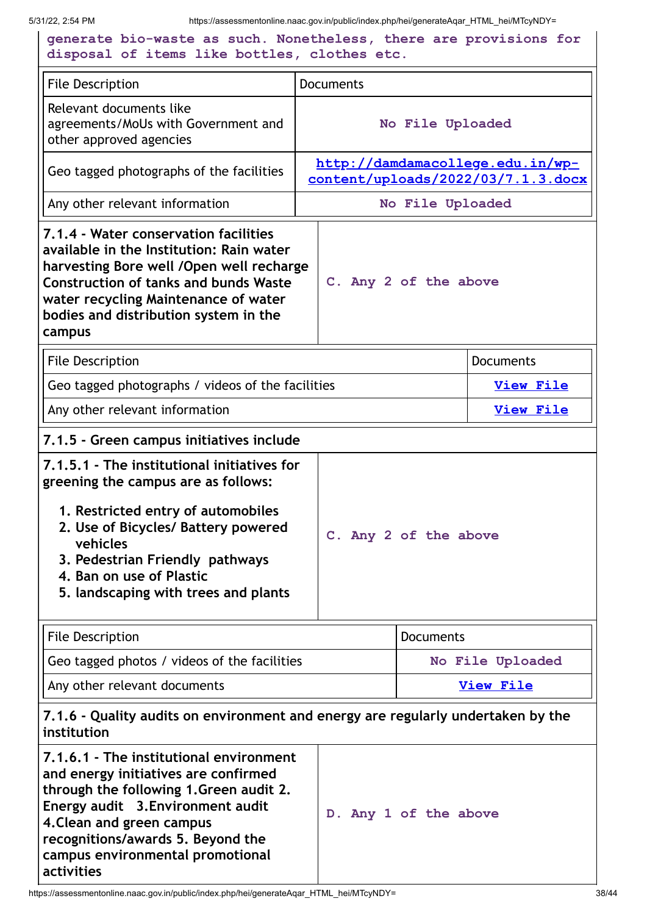generate bio-waste as such. Nonetheless, there are provisions for disposal of items like bottles, clothes etc.

| File Description | Documents |
| --- | --- |
| Relevant documents like agreements/MoUs with Government and other approved agencies | No File Uploaded |
| Geo tagged photographs of the facilities | http://damdamacollege.edu.in/wp-content/uploads/2022/03/7.1.3.docx |
| Any other relevant information | No File Uploaded |

| **7.1.4 - Water conservation facilities available in the Institution: Rain water harvesting Bore well /Open well recharge Construction of tanks and bunds Waste water recycling Maintenance of water bodies and distribution system in the campus** | C. Any 2 of the above |
| --- | --- |

| File Description | Documents |
| --- | --- |
| Geo tagged photographs / videos of the facilities | View File |
| Any other relevant information | View File |

**7.1.5 - Green campus initiatives include**

**7.1.5.1 - The institutional initiatives for greening the campus are as follows:**

1. **Restricted entry of automobiles**
2. **Use of Bicycles/ Battery powered vehicles**
3. **Pedestrian Friendly pathways**
4. **Ban on use of Plastic**
5. **landscaping with trees and plants**

C. Any 2 of the above

| File Description | Documents |
| --- | --- |
| Geo tagged photos / videos of the facilities | No File Uploaded |
| Any other relevant documents | View File |

**7.1.6 - Quality audits on environment and energy are regularly undertaken by the institution**

| **7.1.6.1 - The institutional environment and energy initiatives are confirmed through the following 1.Green audit 2. Energy audit 3.Environment audit 4.Clean and green campus recognitions/awards 5. Beyond the campus environmental promotional activities** | D. Any 1 of the above |
| --- | --- |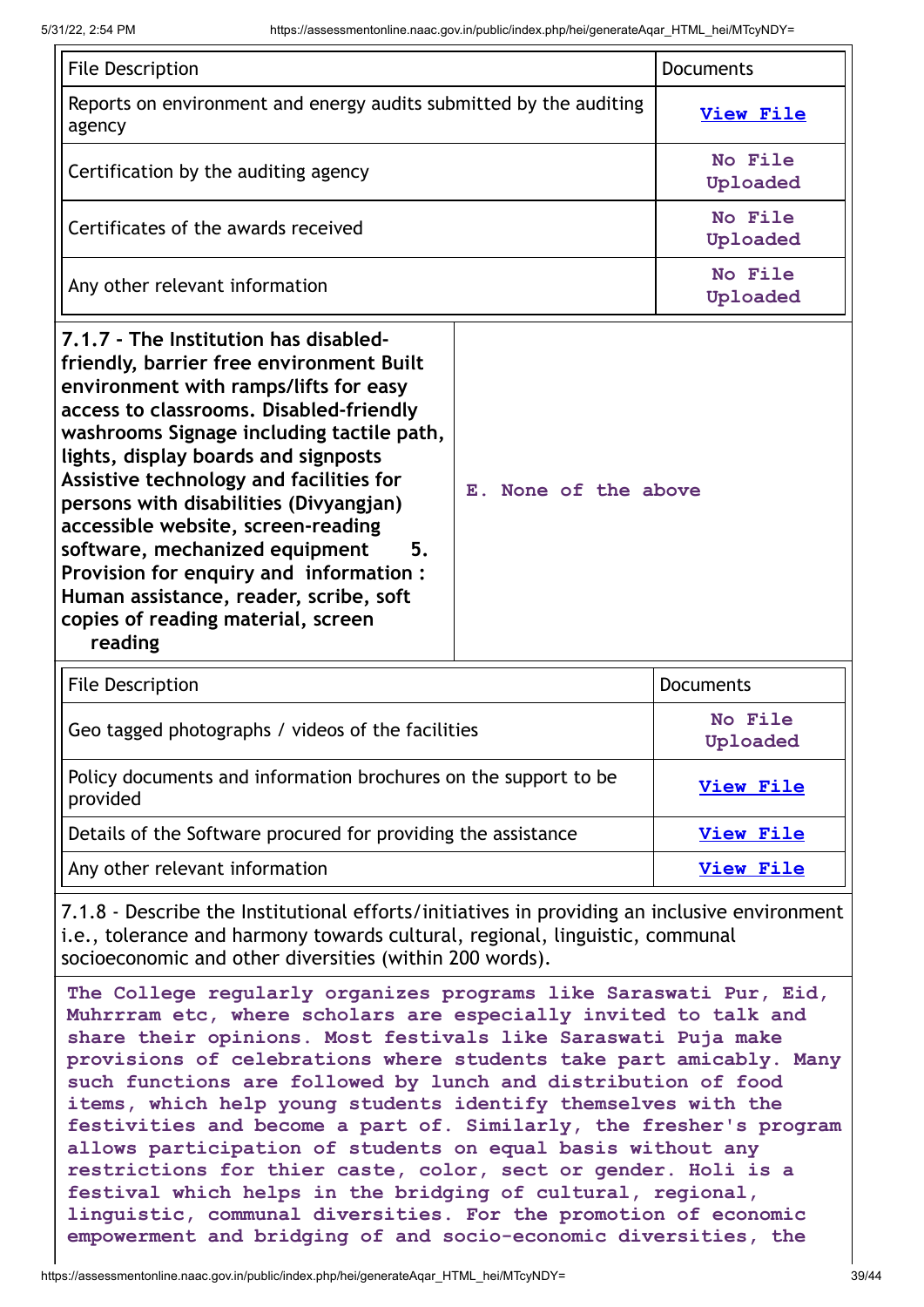| File Description | Documents |
|---|---|
| Reports on environment and energy audits submitted by the auditing agency | View File |
| Certification by the auditing agency | No File Uploaded |
| Certificates of the awards received | No File Uploaded |
| Any other relevant information | No File Uploaded |

| | |
|---|---|
| **7.1.7 - The Institution has disabled-friendly, barrier free environment Built environment with ramps/lifts for easy access to classrooms. Disabled-friendly washrooms Signage including tactile path, lights, display boards and signposts Assistive technology and facilities for persons with disabilities (Divyangjan) accessible website, screen-reading software, mechanized equipment 5. Provision for enquiry and information : Human assistance, reader, scribe, soft copies of reading material, screen reading** | E. None of the above |

| File Description | Documents |
|---|---|
| Geo tagged photographs / videos of the facilities | No File Uploaded |
| Policy documents and information brochures on the support to be provided | View File |
| Details of the Software procured for providing the assistance | View File |
| Any other relevant information | View File |

7.1.8 - Describe the Institutional efforts/initiatives in providing an inclusive environment i.e., tolerance and harmony towards cultural, regional, linguistic, communal socioeconomic and other diversities (within 200 words).

The College regularly organizes programs like Saraswati Pur, Eid, Muhrrram etc, where scholars are especially invited to talk and share their opinions. Most festivals like Saraswati Puja make provisions of celebrations where students take part amicably. Many such functions are followed by lunch and distribution of food items, which help young students identify themselves with the festivities and become a part of. Similarly, the fresher's program allows participation of students on equal basis without any restrictions for thier caste, color, sect or gender. Holi is a festival which helps in the bridging of cultural, regional, linguistic, communal diversities. For the promotion of economic empowerment and bridging of and socio-economic diversities, the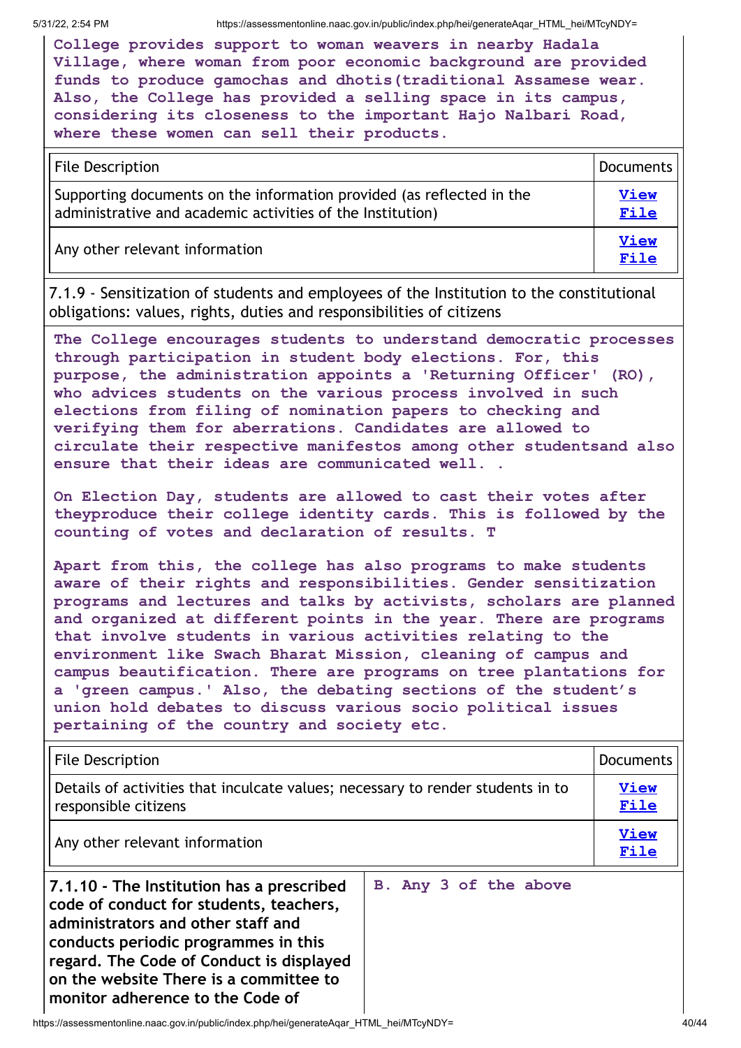College provides support to woman weavers in nearby Hadala Village, where woman from poor economic background are provided funds to produce gamochas and dhotis(traditional Assamese wear. Also, the College has provided a selling space in its campus, considering its closeness to the important Hajo Nalbari Road, where these women can sell their products.

| File Description | Documents |
|---|---|
| Supporting documents on the information provided (as reflected in the administrative and academic activities of the Institution) | View File |
| Any other relevant information | View File |

7.1.9 - Sensitization of students and employees of the Institution to the constitutional obligations: values, rights, duties and responsibilities of citizens

The College encourages students to understand democratic processes through participation in student body elections. For, this purpose, the administration appoints a 'Returning Officer' (RO), who advices students on the various process involved in such elections from filing of nomination papers to checking and verifying them for aberrations. Candidates are allowed to circulate their respective manifestos among other studentsand also ensure that their ideas are communicated well. .

On Election Day, students are allowed to cast their votes after theyproduce their college identity cards. This is followed by the counting of votes and declaration of results. T

Apart from this, the college has also programs to make students aware of their rights and responsibilities. Gender sensitization programs and lectures and talks by activists, scholars are planned and organized at different points in the year. There are programs that involve students in various activities relating to the environment like Swach Bharat Mission, cleaning of campus and campus beautification. There are programs on tree plantations for a 'green campus.' Also, the debating sections of the student's union hold debates to discuss various socio political issues pertaining of the country and society etc.

| File Description | Documents |
|---|---|
| Details of activities that inculcate values; necessary to render students in to responsible citizens | View File |
| Any other relevant information | View File |

| **7.1.10 - The Institution has a prescribed code of conduct for students, teachers, administrators and other staff and conducts periodic programmes in this regard. The Code of Conduct is displayed on the website There is a committee to monitor adherence to the Code of** | B. Any 3 of the above |
|---|---|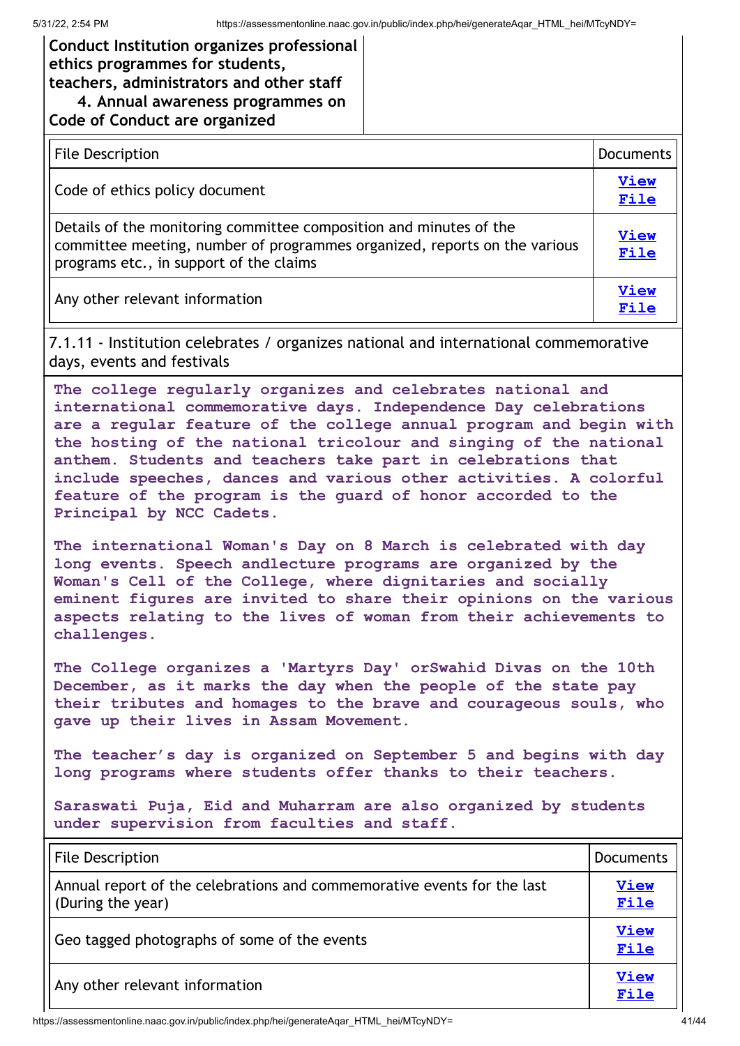**Conduct Institution organizes professional ethics programmes for students, teachers, administrators and other staff**
**4. Annual awareness programmes on Code of Conduct are organized**

| File Description | Documents |
|---|---|
| Code of ethics policy document | View File |
| Details of the monitoring committee composition and minutes of the committee meeting, number of programmes organized, reports on the various programs etc., in support of the claims | View File |
| Any other relevant information | View File |

7.1.11 - Institution celebrates / organizes national and international commemorative days, events and festivals

**The college regularly organizes and celebrates national and international commemorative days. Independence Day celebrations are a regular feature of the college annual program and begin with the hosting of the national tricolour and singing of the national anthem. Students and teachers take part in celebrations that include speeches, dances and various other activities. A colorful feature of the program is the guard of honor accorded to the Principal by NCC Cadets.**

**The international Woman's Day on 8 March is celebrated with day long events. Speech andlecture programs are organized by the Woman's Cell of the College, where dignitaries and socially eminent figures are invited to share their opinions on the various aspects relating to the lives of woman from their achievements to challenges.**

**The College organizes a 'Martyrs Day' orSwahid Divas on the 10th December, as it marks the day when the people of the state pay their tributes and homages to the brave and courageous souls, who gave up their lives in Assam Movement.**

**The teacher's day is organized on September 5 and begins with day long programs where students offer thanks to their teachers.**

**Saraswati Puja, Eid and Muharram are also organized by students under supervision from faculties and staff.**

| File Description | Documents |
|---|---|
| Annual report of the celebrations and commemorative events for the last (During the year) | View File |
| Geo tagged photographs of some of the events | View File |
| Any other relevant information | View File |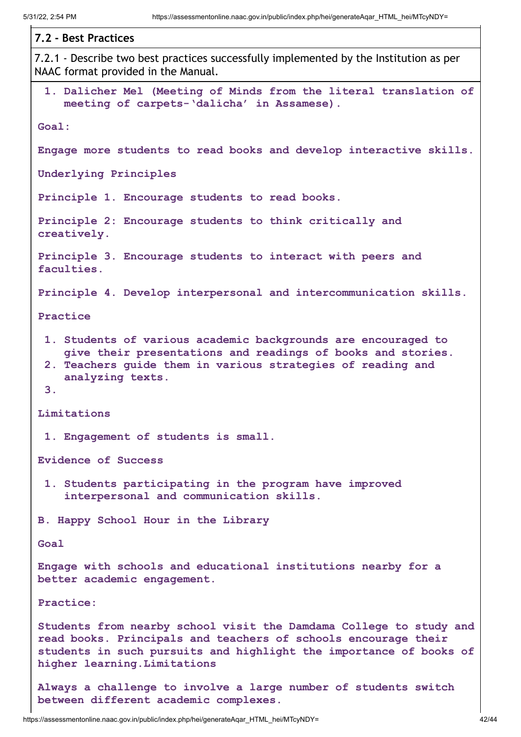## 7.2 - Best Practices

7.2.1 - Describe two best practices successfully implemented by the Institution as per NAAC format provided in the Manual.

1. **Dalicher Mel (Meeting of Minds from the literal translation of meeting of carpets-'dalicha' in Assamese).**

**Goal:**

**Engage more students to read books and develop interactive skills.**

**Underlying Principles**

**Principle 1. Encourage students to read books.**

**Principle 2: Encourage students to think critically and creatively.**

**Principle 3. Encourage students to interact with peers and faculties.**

**Principle 4. Develop interpersonal and intercommunication skills.**

**Practice**

1. **Students of various academic backgrounds are encouraged to give their presentations and readings of books and stories.**
2. **Teachers guide them in various strategies of reading and analyzing texts.**
3. 

**Limitations**

1. **Engagement of students is small.**

**Evidence of Success**

1. **Students participating in the program have improved interpersonal and communication skills.**

**B. Happy School Hour in the Library**

**Goal**

**Engage with schools and educational institutions nearby for a better academic engagement.**

**Practice:**

**Students from nearby school visit the Damdama College to study and read books. Principals and teachers of schools encourage their students in such pursuits and highlight the importance of books of higher learning.Limitations**

**Always a challenge to involve a large number of students switch between different academic complexes.**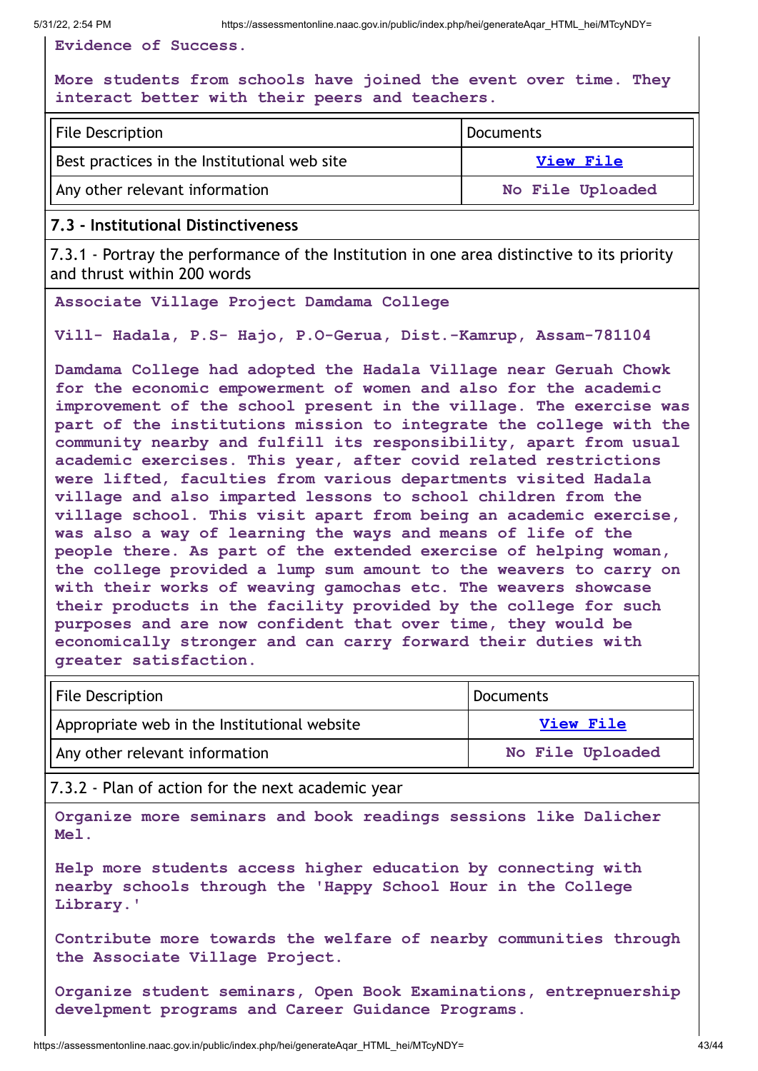**Evidence of Success.**

**More students from schools have joined the event over time. They interact better with their peers and teachers.**

| File Description | Documents |
|---|---|
| Best practices in the Institutional web site | View File |
| Any other relevant information | No File Uploaded |

### 7.3 - Institutional Distinctiveness

7.3.1 - Portray the performance of the Institution in one area distinctive to its priority and thrust within 200 words

**Associate Village Project Damdama College**

**Vill- Hadala, P.S- Hajo, P.O-Gerua, Dist.-Kamrup, Assam-781104**

**Damdama College had adopted the Hadala Village near Geruah Chowk for the economic empowerment of women and also for the academic improvement of the school present in the village. The exercise was part of the institutions mission to integrate the college with the community nearby and fulfill its responsibility, apart from usual academic exercises. This year, after covid related restrictions were lifted, faculties from various departments visited Hadala village and also imparted lessons to school children from the village school. This visit apart from being an academic exercise, was also a way of learning the ways and means of life of the people there. As part of the extended exercise of helping woman, the college provided a lump sum amount to the weavers to carry on with their works of weaving gamochas etc. The weavers showcase their products in the facility provided by the college for such purposes and are now confident that over time, they would be economically stronger and can carry forward their duties with greater satisfaction.**

| File Description | Documents |
|---|---|
| Appropriate web in the Institutional website | View File |
| Any other relevant information | No File Uploaded |

7.3.2 - Plan of action for the next academic year

**Organize more seminars and book readings sessions like Dalicher Mel.**

**Help more students access higher education by connecting with nearby schools through the 'Happy School Hour in the College Library.'**

**Contribute more towards the welfare of nearby communities through the Associate Village Project.**

**Organize student seminars, Open Book Examinations, entrepnuership develpment programs and Career Guidance Programs.**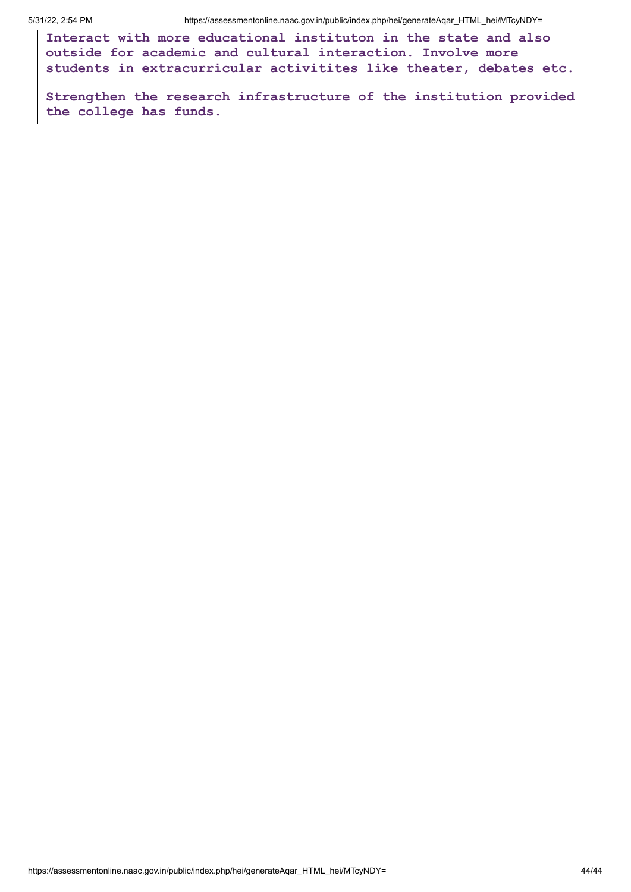**Interact with more educational instituton in the state and also outside for academic and cultural interaction. Involve more students in extracurricular activitites like theater, debates etc.**

**Strengthen the research infrastructure of the institution provided the college has funds.**